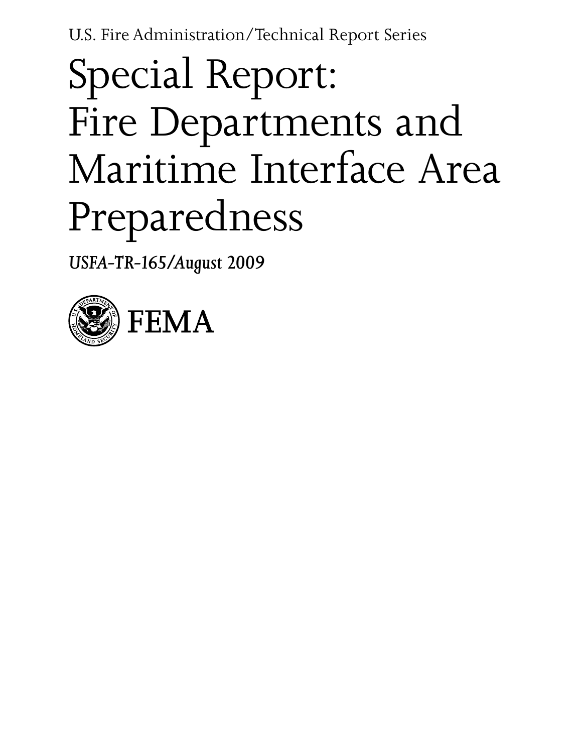U.S. Fire Administration/Technical Report Series

# Special Report: Fire Departments and Maritime Interface Area Preparedness

*USFA-TR-165/August 2009*

FEMA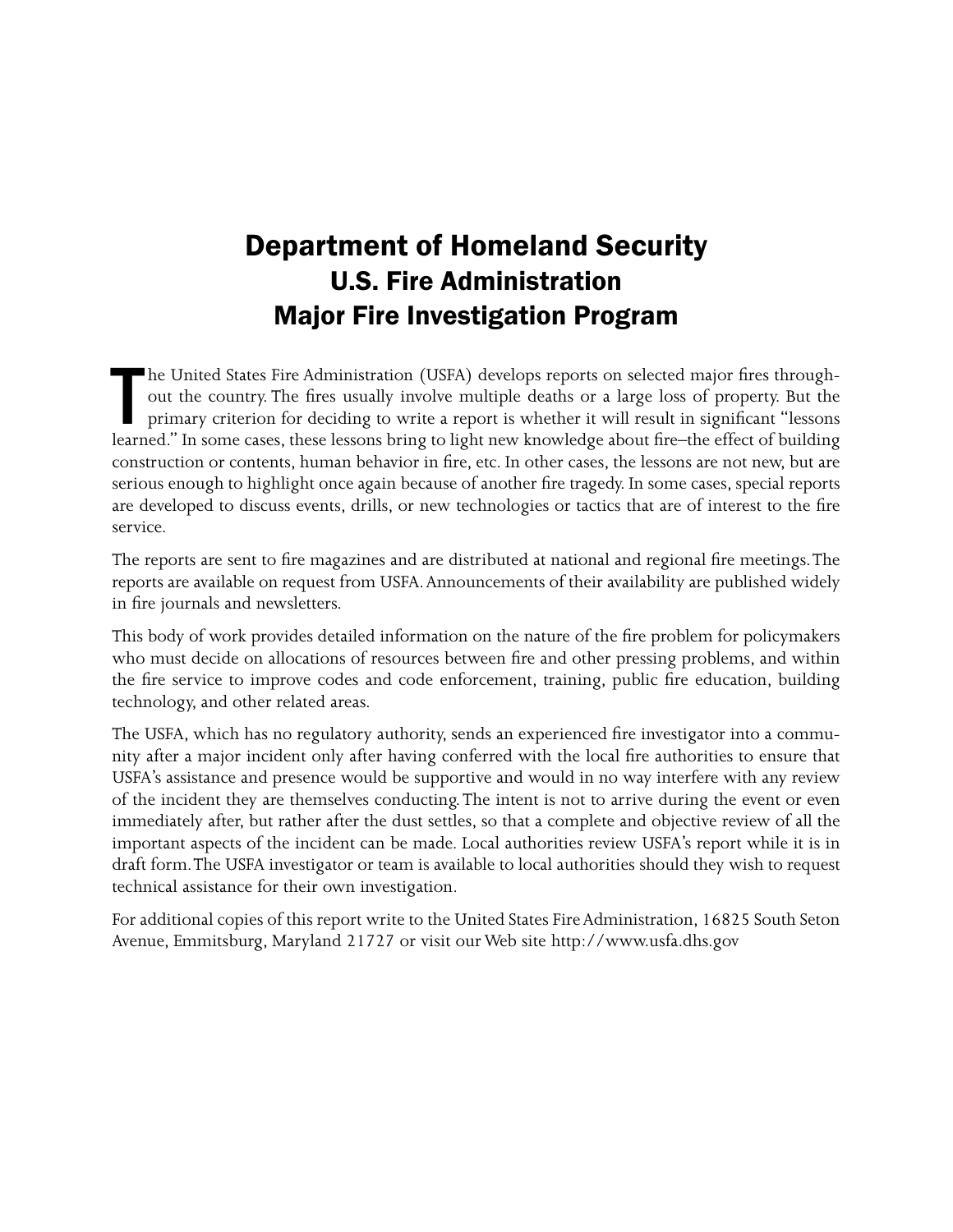# Department of Homeland Security
## U.S. Fire Administration
## Major Fire Investigation Program

The United States Fire Administration (USFA) develops reports on selected major fires throughout the country. The fires usually involve multiple deaths or a large loss of property. But the primary criterion for deciding to write a report is whether it will result in significant "lessons learned." In some cases, these lessons bring to light new knowledge about fire–the effect of building construction or contents, human behavior in fire, etc. In other cases, the lessons are not new, but are serious enough to highlight once again because of another fire tragedy. In some cases, special reports are developed to discuss events, drills, or new technologies or tactics that are of interest to the fire service.

The reports are sent to fire magazines and are distributed at national and regional fire meetings. The reports are available on request from USFA. Announcements of their availability are published widely in fire journals and newsletters.

This body of work provides detailed information on the nature of the fire problem for policymakers who must decide on allocations of resources between fire and other pressing problems, and within the fire service to improve codes and code enforcement, training, public fire education, building technology, and other related areas.

The USFA, which has no regulatory authority, sends an experienced fire investigator into a community after a major incident only after having conferred with the local fire authorities to ensure that USFA's assistance and presence would be supportive and would in no way interfere with any review of the incident they are themselves conducting. The intent is not to arrive during the event or even immediately after, but rather after the dust settles, so that a complete and objective review of all the important aspects of the incident can be made. Local authorities review USFA's report while it is in draft form. The USFA investigator or team is available to local authorities should they wish to request technical assistance for their own investigation.

For additional copies of this report write to the United States Fire Administration, 16825 South Seton Avenue, Emmitsburg, Maryland 21727 or visit our Web site http://www.usfa.dhs.gov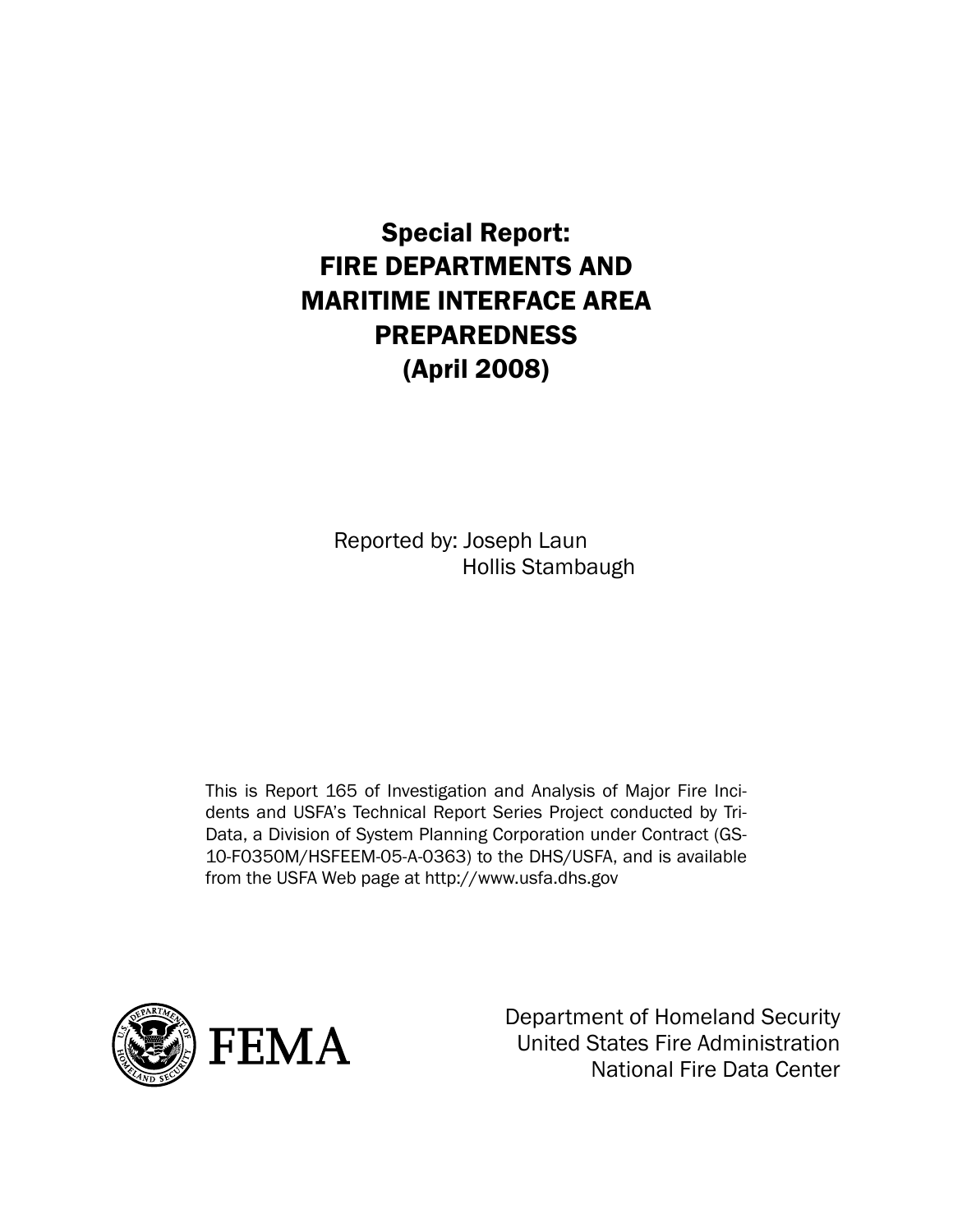# Special Report: FIRE DEPARTMENTS AND MARITIME INTERFACE AREA PREPAREDNESS (April 2008)

Reported by: Joseph Laun
Hollis Stambaugh

This is Report 165 of Investigation and Analysis of Major Fire Incidents and USFA's Technical Report Series Project conducted by Tri-Data, a Division of System Planning Corporation under Contract (GS-10-F0350M/HSFEEM-05-A-0363) to the DHS/USFA, and is available from the USFA Web page at http://www.usfa.dhs.gov

FEMA

Department of Homeland Security
United States Fire Administration
National Fire Data Center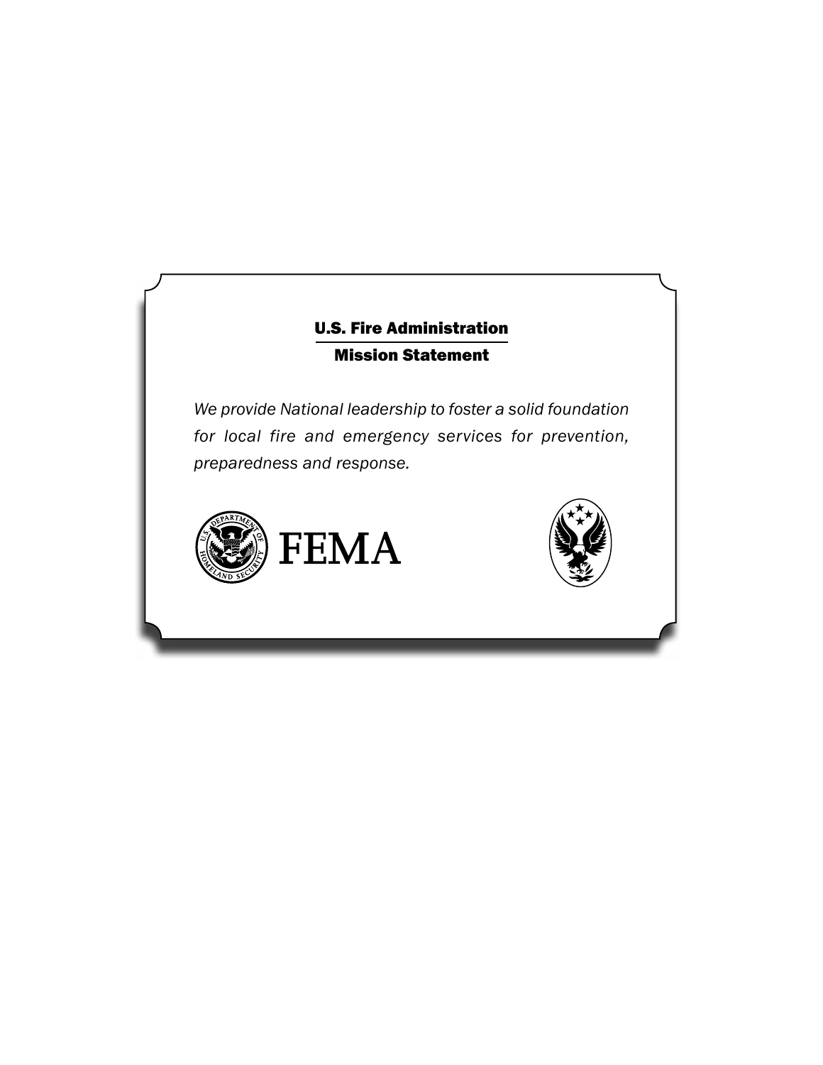## U.S. Fire Administration

## Mission Statement

*We provide National leadership to foster a solid foundation for local fire and emergency services for prevention, preparedness and response.*

FEMA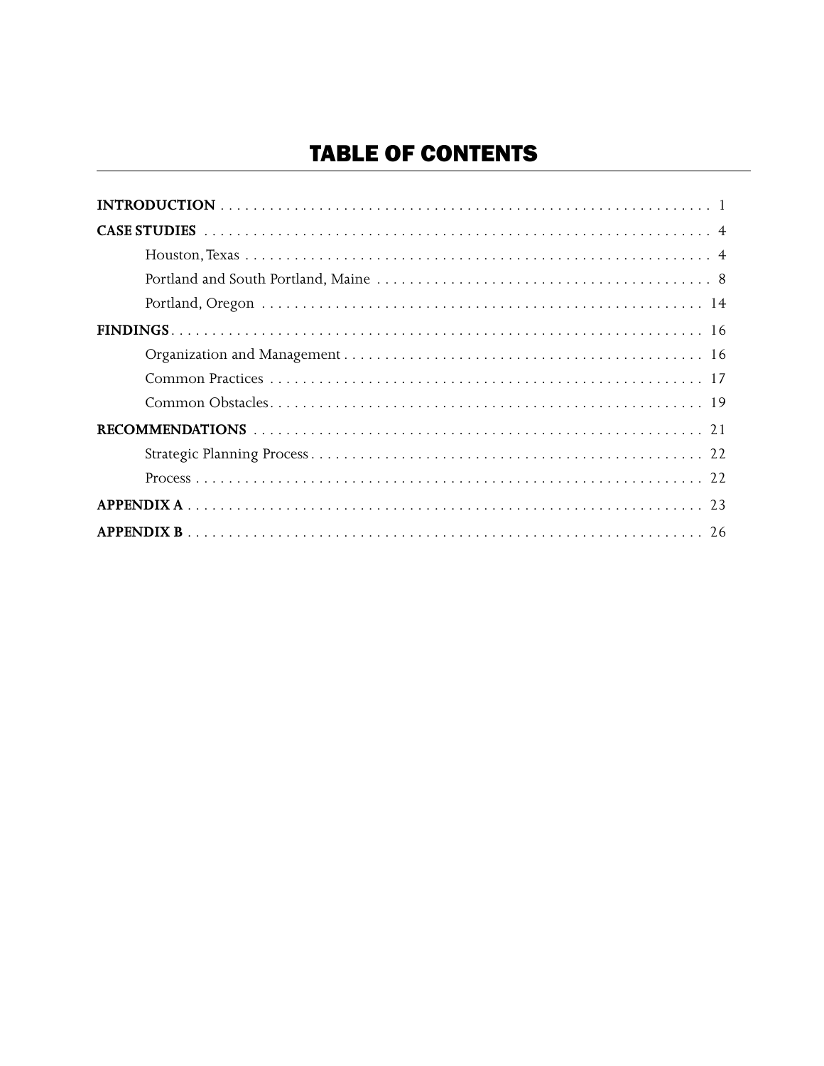# TABLE OF CONTENTS

**INTRODUCTION** . . . . . . . . . . . . . . . . . . . . . . . . . . . . . . . . . . . . . . . . . . . . . . . . . . . . . . . . . . . . . 1

**CASE STUDIES** . . . . . . . . . . . . . . . . . . . . . . . . . . . . . . . . . . . . . . . . . . . . . . . . . . . . . . . . . . . . 4

- Houston, Texas . . . . . . . . . . . . . . . . . . . . . . . . . . . . . . . . . . . . . . . . . . . . . . . . . . . . . . . . . 4
- Portland and South Portland, Maine . . . . . . . . . . . . . . . . . . . . . . . . . . . . . . . . . . . . . . . . 8
- Portland, Oregon . . . . . . . . . . . . . . . . . . . . . . . . . . . . . . . . . . . . . . . . . . . . . . . . . . . . . . 14

**FINDINGS** . . . . . . . . . . . . . . . . . . . . . . . . . . . . . . . . . . . . . . . . . . . . . . . . . . . . . . . . . . . . . . . 16

- Organization and Management . . . . . . . . . . . . . . . . . . . . . . . . . . . . . . . . . . . . . . . . . . . . 16
- Common Practices . . . . . . . . . . . . . . . . . . . . . . . . . . . . . . . . . . . . . . . . . . . . . . . . . . . . . 17
- Common Obstacles . . . . . . . . . . . . . . . . . . . . . . . . . . . . . . . . . . . . . . . . . . . . . . . . . . . . . 19

**RECOMMENDATIONS** . . . . . . . . . . . . . . . . . . . . . . . . . . . . . . . . . . . . . . . . . . . . . . . . . . . . . . 21

- Strategic Planning Process . . . . . . . . . . . . . . . . . . . . . . . . . . . . . . . . . . . . . . . . . . . . . . . . 22
- Process . . . . . . . . . . . . . . . . . . . . . . . . . . . . . . . . . . . . . . . . . . . . . . . . . . . . . . . . . . . . . . 22

**APPENDIX A** . . . . . . . . . . . . . . . . . . . . . . . . . . . . . . . . . . . . . . . . . . . . . . . . . . . . . . . . . . . . . 23

**APPENDIX B** . . . . . . . . . . . . . . . . . . . . . . . . . . . . . . . . . . . . . . . . . . . . . . . . . . . . . . . . . . . . . 26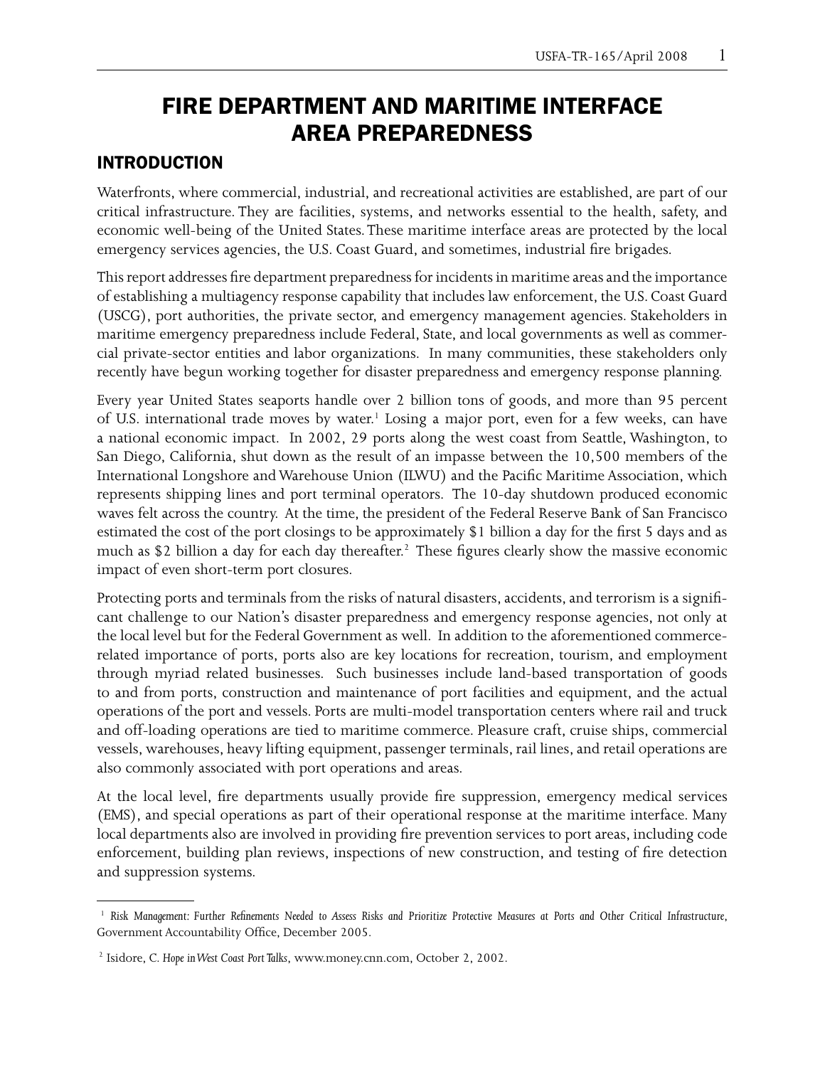# FIRE DEPARTMENT AND MARITIME INTERFACE AREA PREPAREDNESS

## INTRODUCTION

Waterfronts, where commercial, industrial, and recreational activities are established, are part of our critical infrastructure. They are facilities, systems, and networks essential to the health, safety, and economic well-being of the United States. These maritime interface areas are protected by the local emergency services agencies, the U.S. Coast Guard, and sometimes, industrial fire brigades.

This report addresses fire department preparedness for incidents in maritime areas and the importance of establishing a multiagency response capability that includes law enforcement, the U.S. Coast Guard (USCG), port authorities, the private sector, and emergency management agencies. Stakeholders in maritime emergency preparedness include Federal, State, and local governments as well as commercial private-sector entities and labor organizations. In many communities, these stakeholders only recently have begun working together for disaster preparedness and emergency response planning.

Every year United States seaports handle over 2 billion tons of goods, and more than 95 percent of U.S. international trade moves by water.[1] Losing a major port, even for a few weeks, can have a national economic impact. In 2002, 29 ports along the west coast from Seattle, Washington, to San Diego, California, shut down as the result of an impasse between the 10,500 members of the International Longshore and Warehouse Union (ILWU) and the Pacific Maritime Association, which represents shipping lines and port terminal operators. The 10-day shutdown produced economic waves felt across the country. At the time, the president of the Federal Reserve Bank of San Francisco estimated the cost of the port closings to be approximately $1 billion a day for the first 5 days and as much as $2 billion a day for each day thereafter.[2] These figures clearly show the massive economic impact of even short-term port closures.

Protecting ports and terminals from the risks of natural disasters, accidents, and terrorism is a significant challenge to our Nation's disaster preparedness and emergency response agencies, not only at the local level but for the Federal Government as well. In addition to the aforementioned commerce-related importance of ports, ports also are key locations for recreation, tourism, and employment through myriad related businesses. Such businesses include land-based transportation of goods to and from ports, construction and maintenance of port facilities and equipment, and the actual operations of the port and vessels. Ports are multi-model transportation centers where rail and truck and off-loading operations are tied to maritime commerce. Pleasure craft, cruise ships, commercial vessels, warehouses, heavy lifting equipment, passenger terminals, rail lines, and retail operations are also commonly associated with port operations and areas.

At the local level, fire departments usually provide fire suppression, emergency medical services (EMS), and special operations as part of their operational response at the maritime interface. Many local departments also are involved in providing fire prevention services to port areas, including code enforcement, building plan reviews, inspections of new construction, and testing of fire detection and suppression systems.

---

[1] *Risk Management: Further Refinements Needed to Assess Risks and Prioritize Protective Measures at Ports and Other Critical Infrastructure*, Government Accountability Office, December 2005.

[2] Isidore, C. *Hope in West Coast Port Talks*, www.money.cnn.com, October 2, 2002.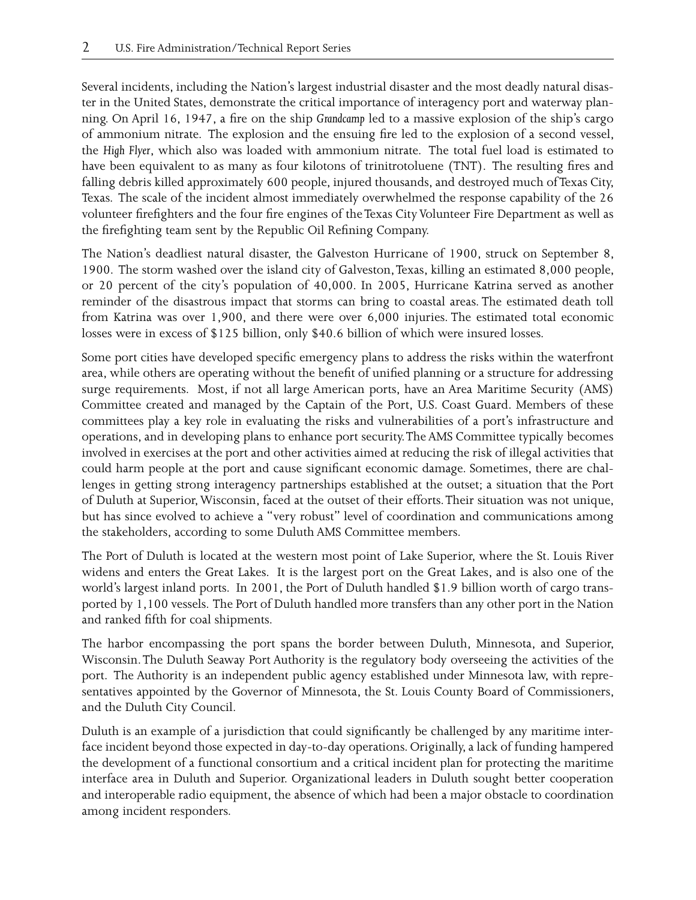Several incidents, including the Nation's largest industrial disaster and the most deadly natural disaster in the United States, demonstrate the critical importance of interagency port and waterway planning. On April 16, 1947, a fire on the ship *Grandcamp* led to a massive explosion of the ship's cargo of ammonium nitrate. The explosion and the ensuing fire led to the explosion of a second vessel, the *High Flyer*, which also was loaded with ammonium nitrate. The total fuel load is estimated to have been equivalent to as many as four kilotons of trinitrotoluene (TNT). The resulting fires and falling debris killed approximately 600 people, injured thousands, and destroyed much of Texas City, Texas. The scale of the incident almost immediately overwhelmed the response capability of the 26 volunteer firefighters and the four fire engines of the Texas City Volunteer Fire Department as well as the firefighting team sent by the Republic Oil Refining Company.

The Nation's deadliest natural disaster, the Galveston Hurricane of 1900, struck on September 8, 1900. The storm washed over the island city of Galveston, Texas, killing an estimated 8,000 people, or 20 percent of the city's population of 40,000. In 2005, Hurricane Katrina served as another reminder of the disastrous impact that storms can bring to coastal areas. The estimated death toll from Katrina was over 1,900, and there were over 6,000 injuries. The estimated total economic losses were in excess of $125 billion, only $40.6 billion of which were insured losses.

Some port cities have developed specific emergency plans to address the risks within the waterfront area, while others are operating without the benefit of unified planning or a structure for addressing surge requirements. Most, if not all large American ports, have an Area Maritime Security (AMS) Committee created and managed by the Captain of the Port, U.S. Coast Guard. Members of these committees play a key role in evaluating the risks and vulnerabilities of a port's infrastructure and operations, and in developing plans to enhance port security. The AMS Committee typically becomes involved in exercises at the port and other activities aimed at reducing the risk of illegal activities that could harm people at the port and cause significant economic damage. Sometimes, there are challenges in getting strong interagency partnerships established at the outset; a situation that the Port of Duluth at Superior, Wisconsin, faced at the outset of their efforts. Their situation was not unique, but has since evolved to achieve a "very robust" level of coordination and communications among the stakeholders, according to some Duluth AMS Committee members.

The Port of Duluth is located at the western most point of Lake Superior, where the St. Louis River widens and enters the Great Lakes. It is the largest port on the Great Lakes, and is also one of the world's largest inland ports. In 2001, the Port of Duluth handled $1.9 billion worth of cargo transported by 1,100 vessels. The Port of Duluth handled more transfers than any other port in the Nation and ranked fifth for coal shipments.

The harbor encompassing the port spans the border between Duluth, Minnesota, and Superior, Wisconsin. The Duluth Seaway Port Authority is the regulatory body overseeing the activities of the port. The Authority is an independent public agency established under Minnesota law, with representatives appointed by the Governor of Minnesota, the St. Louis County Board of Commissioners, and the Duluth City Council.

Duluth is an example of a jurisdiction that could significantly be challenged by any maritime interface incident beyond those expected in day-to-day operations. Originally, a lack of funding hampered the development of a functional consortium and a critical incident plan for protecting the maritime interface area in Duluth and Superior. Organizational leaders in Duluth sought better cooperation and interoperable radio equipment, the absence of which had been a major obstacle to coordination among incident responders.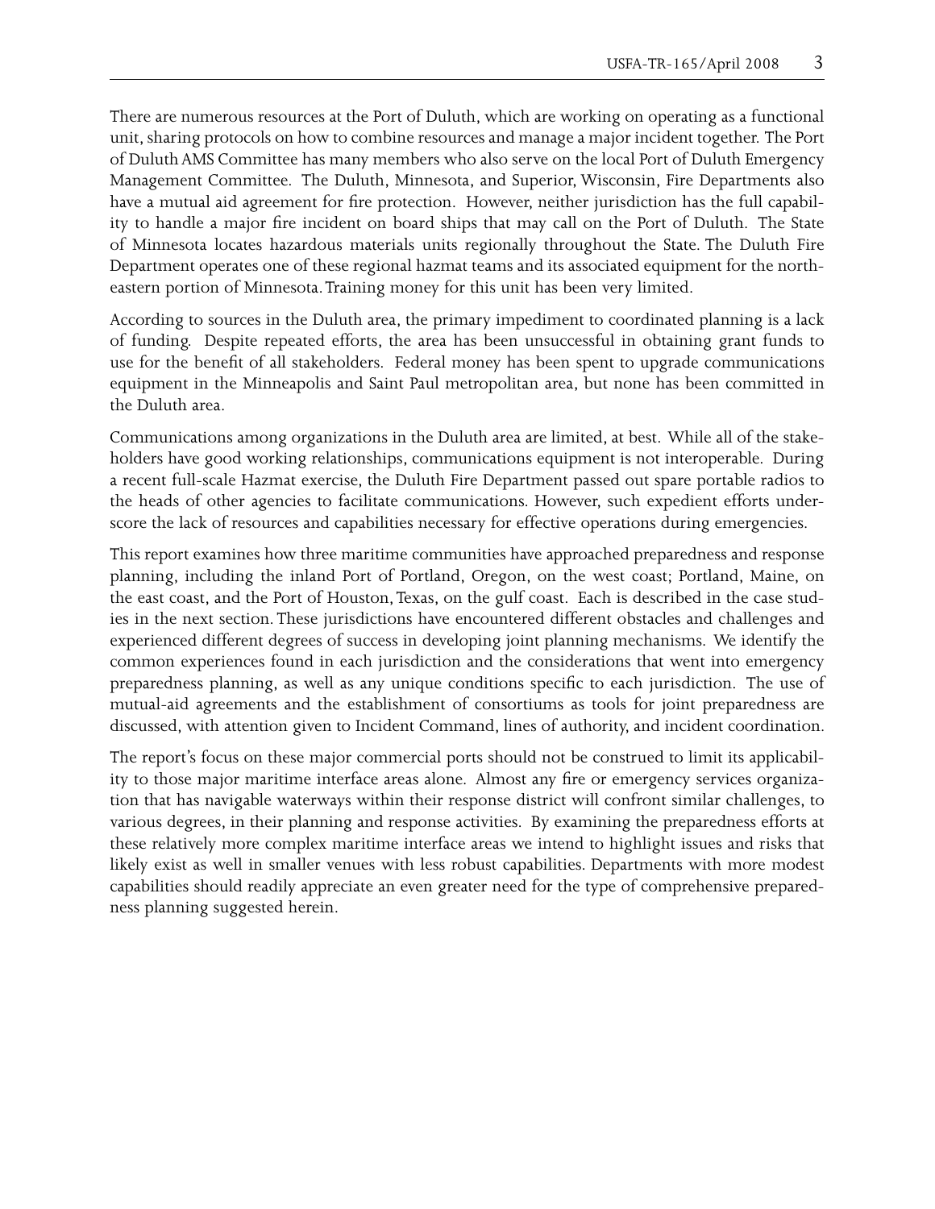There are numerous resources at the Port of Duluth, which are working on operating as a functional unit, sharing protocols on how to combine resources and manage a major incident together. The Port of Duluth AMS Committee has many members who also serve on the local Port of Duluth Emergency Management Committee. The Duluth, Minnesota, and Superior, Wisconsin, Fire Departments also have a mutual aid agreement for fire protection. However, neither jurisdiction has the full capability to handle a major fire incident on board ships that may call on the Port of Duluth. The State of Minnesota locates hazardous materials units regionally throughout the State. The Duluth Fire Department operates one of these regional hazmat teams and its associated equipment for the northeastern portion of Minnesota. Training money for this unit has been very limited.

According to sources in the Duluth area, the primary impediment to coordinated planning is a lack of funding. Despite repeated efforts, the area has been unsuccessful in obtaining grant funds to use for the benefit of all stakeholders. Federal money has been spent to upgrade communications equipment in the Minneapolis and Saint Paul metropolitan area, but none has been committed in the Duluth area.

Communications among organizations in the Duluth area are limited, at best. While all of the stakeholders have good working relationships, communications equipment is not interoperable. During a recent full-scale Hazmat exercise, the Duluth Fire Department passed out spare portable radios to the heads of other agencies to facilitate communications. However, such expedient efforts underscore the lack of resources and capabilities necessary for effective operations during emergencies.

This report examines how three maritime communities have approached preparedness and response planning, including the inland Port of Portland, Oregon, on the west coast; Portland, Maine, on the east coast, and the Port of Houston, Texas, on the gulf coast. Each is described in the case studies in the next section. These jurisdictions have encountered different obstacles and challenges and experienced different degrees of success in developing joint planning mechanisms. We identify the common experiences found in each jurisdiction and the considerations that went into emergency preparedness planning, as well as any unique conditions specific to each jurisdiction. The use of mutual-aid agreements and the establishment of consortiums as tools for joint preparedness are discussed, with attention given to Incident Command, lines of authority, and incident coordination.

The report's focus on these major commercial ports should not be construed to limit its applicability to those major maritime interface areas alone. Almost any fire or emergency services organization that has navigable waterways within their response district will confront similar challenges, to various degrees, in their planning and response activities. By examining the preparedness efforts at these relatively more complex maritime interface areas we intend to highlight issues and risks that likely exist as well in smaller venues with less robust capabilities. Departments with more modest capabilities should readily appreciate an even greater need for the type of comprehensive preparedness planning suggested herein.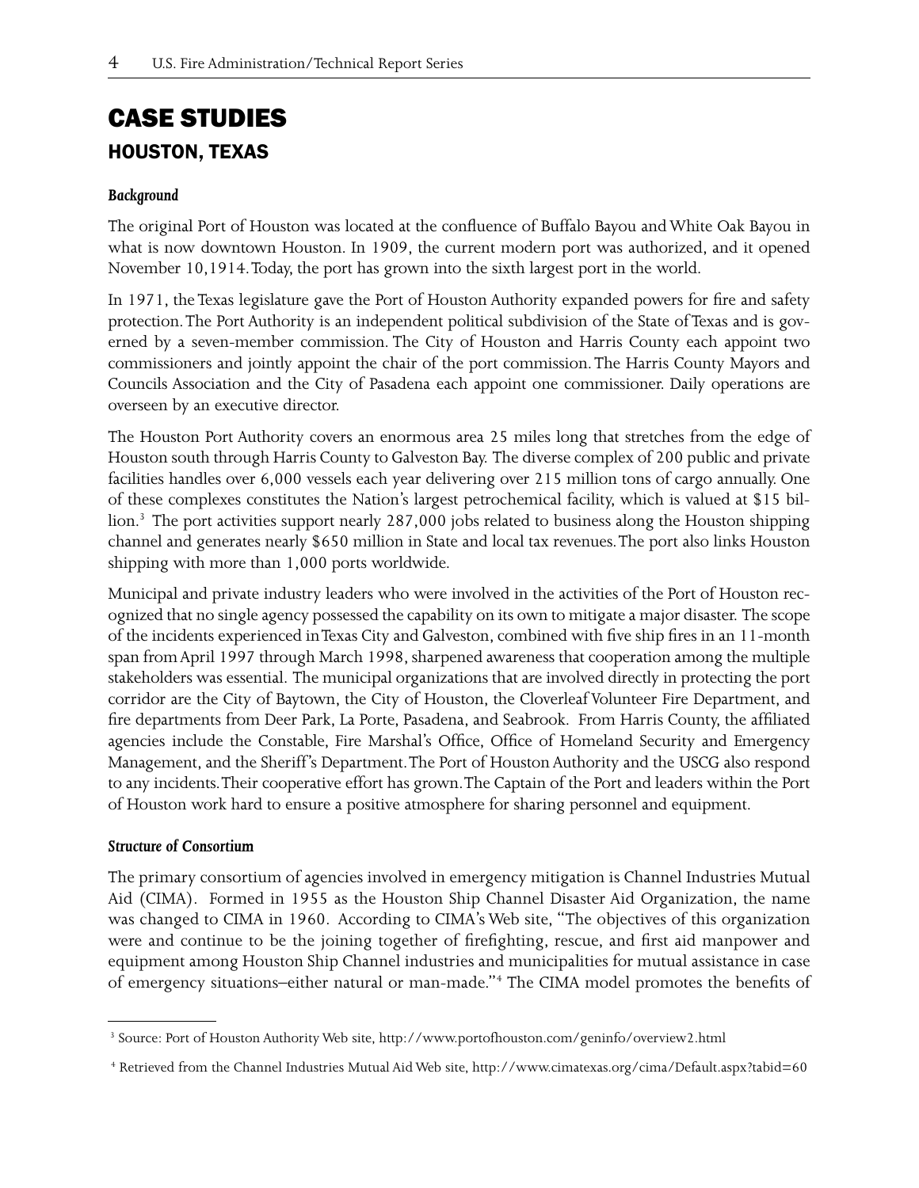# CASE STUDIES

## HOUSTON, TEXAS

### *Background*

The original Port of Houston was located at the confluence of Buffalo Bayou and White Oak Bayou in what is now downtown Houston. In 1909, the current modern port was authorized, and it opened November 10,1914. Today, the port has grown into the sixth largest port in the world.

In 1971, the Texas legislature gave the Port of Houston Authority expanded powers for fire and safety protection. The Port Authority is an independent political subdivision of the State of Texas and is governed by a seven-member commission. The City of Houston and Harris County each appoint two commissioners and jointly appoint the chair of the port commission. The Harris County Mayors and Councils Association and the City of Pasadena each appoint one commissioner. Daily operations are overseen by an executive director.

The Houston Port Authority covers an enormous area 25 miles long that stretches from the edge of Houston south through Harris County to Galveston Bay. The diverse complex of 200 public and private facilities handles over 6,000 vessels each year delivering over 215 million tons of cargo annually. One of these complexes constitutes the Nation's largest petrochemical facility, which is valued at $15 billion.[3] The port activities support nearly 287,000 jobs related to business along the Houston shipping channel and generates nearly $650 million in State and local tax revenues. The port also links Houston shipping with more than 1,000 ports worldwide.

Municipal and private industry leaders who were involved in the activities of the Port of Houston recognized that no single agency possessed the capability on its own to mitigate a major disaster. The scope of the incidents experienced in Texas City and Galveston, combined with five ship fires in an 11-month span from April 1997 through March 1998, sharpened awareness that cooperation among the multiple stakeholders was essential. The municipal organizations that are involved directly in protecting the port corridor are the City of Baytown, the City of Houston, the Cloverleaf Volunteer Fire Department, and fire departments from Deer Park, La Porte, Pasadena, and Seabrook. From Harris County, the affiliated agencies include the Constable, Fire Marshal's Office, Office of Homeland Security and Emergency Management, and the Sheriff's Department. The Port of Houston Authority and the USCG also respond to any incidents. Their cooperative effort has grown. The Captain of the Port and leaders within the Port of Houston work hard to ensure a positive atmosphere for sharing personnel and equipment.

### *Structure of Consortium*

The primary consortium of agencies involved in emergency mitigation is Channel Industries Mutual Aid (CIMA). Formed in 1955 as the Houston Ship Channel Disaster Aid Organization, the name was changed to CIMA in 1960. According to CIMA's Web site, "The objectives of this organization were and continue to be the joining together of firefighting, rescue, and first aid manpower and equipment among Houston Ship Channel industries and municipalities for mutual assistance in case of emergency situations–either natural or man-made."[4] The CIMA model promotes the benefits of

---

[3] Source: Port of Houston Authority Web site, http://www.portofhouston.com/geninfo/overview2.html

[4] Retrieved from the Channel Industries Mutual Aid Web site, http://www.cimatexas.org/cima/Default.aspx?tabid=60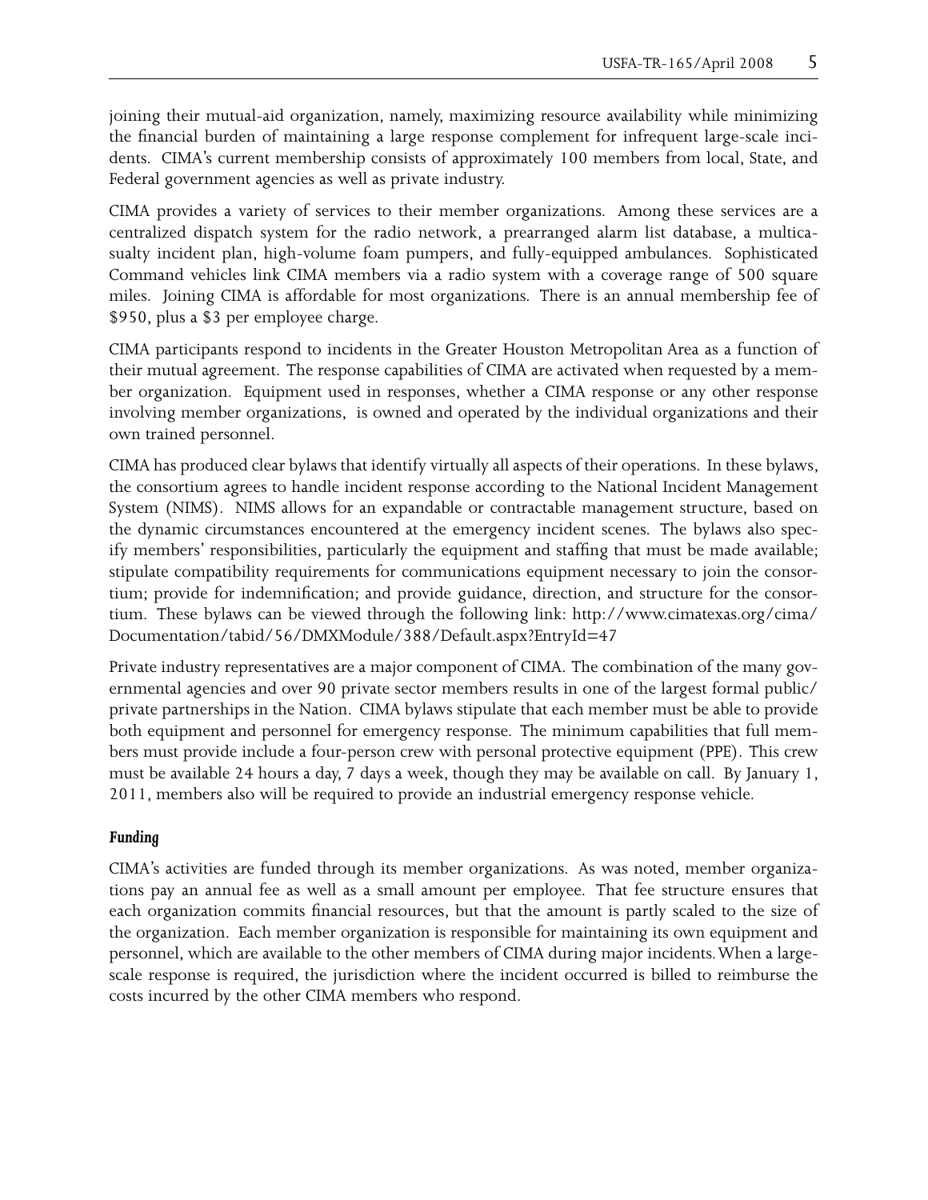joining their mutual-aid organization, namely, maximizing resource availability while minimizing the financial burden of maintaining a large response complement for infrequent large-scale incidents. CIMA's current membership consists of approximately 100 members from local, State, and Federal government agencies as well as private industry.

CIMA provides a variety of services to their member organizations. Among these services are a centralized dispatch system for the radio network, a prearranged alarm list database, a multicasualty incident plan, high-volume foam pumpers, and fully-equipped ambulances. Sophisticated Command vehicles link CIMA members via a radio system with a coverage range of 500 square miles. Joining CIMA is affordable for most organizations. There is an annual membership fee of $950, plus a $3 per employee charge.

CIMA participants respond to incidents in the Greater Houston Metropolitan Area as a function of their mutual agreement. The response capabilities of CIMA are activated when requested by a member organization. Equipment used in responses, whether a CIMA response or any other response involving member organizations, is owned and operated by the individual organizations and their own trained personnel.

CIMA has produced clear bylaws that identify virtually all aspects of their operations. In these bylaws, the consortium agrees to handle incident response according to the National Incident Management System (NIMS). NIMS allows for an expandable or contractable management structure, based on the dynamic circumstances encountered at the emergency incident scenes. The bylaws also specify members' responsibilities, particularly the equipment and staffing that must be made available; stipulate compatibility requirements for communications equipment necessary to join the consortium; provide for indemnification; and provide guidance, direction, and structure for the consortium. These bylaws can be viewed through the following link: http://www.cimatexas.org/cima/Documentation/tabid/56/DMXModule/388/Default.aspx?EntryId=47

Private industry representatives are a major component of CIMA. The combination of the many governmental agencies and over 90 private sector members results in one of the largest formal public/private partnerships in the Nation. CIMA bylaws stipulate that each member must be able to provide both equipment and personnel for emergency response. The minimum capabilities that full members must provide include a four-person crew with personal protective equipment (PPE). This crew must be available 24 hours a day, 7 days a week, though they may be available on call. By January 1, 2011, members also will be required to provide an industrial emergency response vehicle.

#### *Funding*

CIMA's activities are funded through its member organizations. As was noted, member organizations pay an annual fee as well as a small amount per employee. That fee structure ensures that each organization commits financial resources, but that the amount is partly scaled to the size of the organization. Each member organization is responsible for maintaining its own equipment and personnel, which are available to the other members of CIMA during major incidents. When a large-scale response is required, the jurisdiction where the incident occurred is billed to reimburse the costs incurred by the other CIMA members who respond.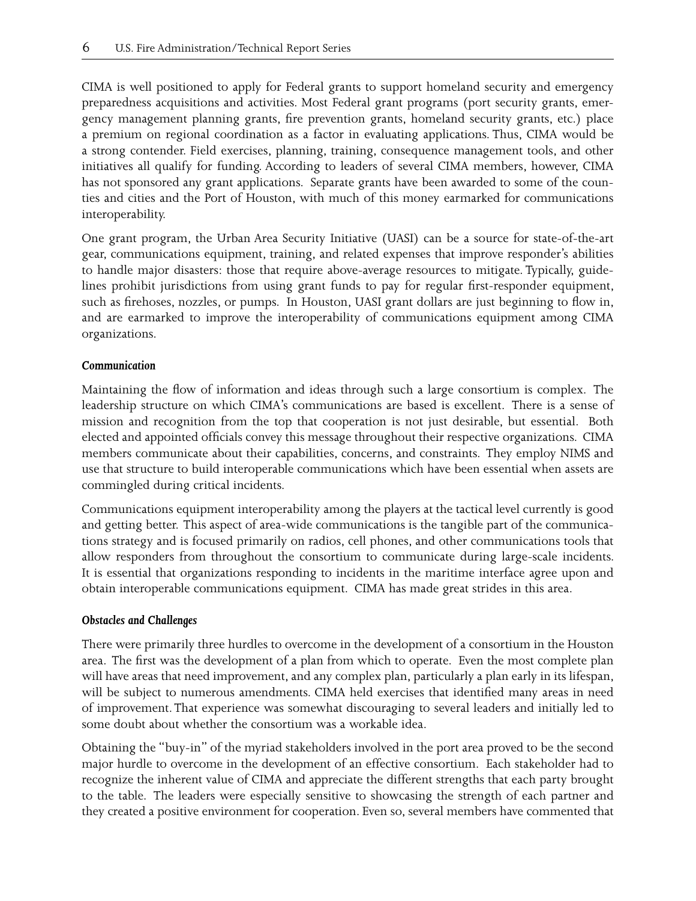CIMA is well positioned to apply for Federal grants to support homeland security and emergency preparedness acquisitions and activities. Most Federal grant programs (port security grants, emergency management planning grants, fire prevention grants, homeland security grants, etc.) place a premium on regional coordination as a factor in evaluating applications. Thus, CIMA would be a strong contender. Field exercises, planning, training, consequence management tools, and other initiatives all qualify for funding. According to leaders of several CIMA members, however, CIMA has not sponsored any grant applications. Separate grants have been awarded to some of the counties and cities and the Port of Houston, with much of this money earmarked for communications interoperability.

One grant program, the Urban Area Security Initiative (UASI) can be a source for state-of-the-art gear, communications equipment, training, and related expenses that improve responder's abilities to handle major disasters: those that require above-average resources to mitigate. Typically, guidelines prohibit jurisdictions from using grant funds to pay for regular first-responder equipment, such as firehoses, nozzles, or pumps. In Houston, UASI grant dollars are just beginning to flow in, and are earmarked to improve the interoperability of communications equipment among CIMA organizations.

#### *Communication*

Maintaining the flow of information and ideas through such a large consortium is complex. The leadership structure on which CIMA's communications are based is excellent. There is a sense of mission and recognition from the top that cooperation is not just desirable, but essential. Both elected and appointed officials convey this message throughout their respective organizations. CIMA members communicate about their capabilities, concerns, and constraints. They employ NIMS and use that structure to build interoperable communications which have been essential when assets are commingled during critical incidents.

Communications equipment interoperability among the players at the tactical level currently is good and getting better. This aspect of area-wide communications is the tangible part of the communications strategy and is focused primarily on radios, cell phones, and other communications tools that allow responders from throughout the consortium to communicate during large-scale incidents. It is essential that organizations responding to incidents in the maritime interface agree upon and obtain interoperable communications equipment. CIMA has made great strides in this area.

#### *Obstacles and Challenges*

There were primarily three hurdles to overcome in the development of a consortium in the Houston area. The first was the development of a plan from which to operate. Even the most complete plan will have areas that need improvement, and any complex plan, particularly a plan early in its lifespan, will be subject to numerous amendments. CIMA held exercises that identified many areas in need of improvement. That experience was somewhat discouraging to several leaders and initially led to some doubt about whether the consortium was a workable idea.

Obtaining the "buy-in" of the myriad stakeholders involved in the port area proved to be the second major hurdle to overcome in the development of an effective consortium. Each stakeholder had to recognize the inherent value of CIMA and appreciate the different strengths that each party brought to the table. The leaders were especially sensitive to showcasing the strength of each partner and they created a positive environment for cooperation. Even so, several members have commented that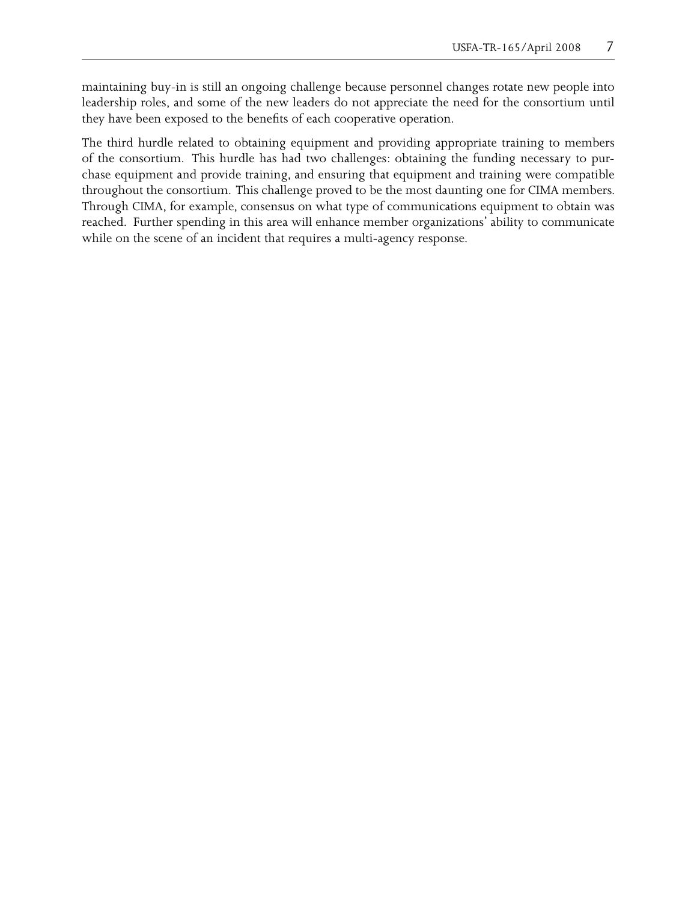maintaining buy-in is still an ongoing challenge because personnel changes rotate new people into leadership roles, and some of the new leaders do not appreciate the need for the consortium until they have been exposed to the benefits of each cooperative operation.

The third hurdle related to obtaining equipment and providing appropriate training to members of the consortium. This hurdle has had two challenges: obtaining the funding necessary to purchase equipment and provide training, and ensuring that equipment and training were compatible throughout the consortium. This challenge proved to be the most daunting one for CIMA members. Through CIMA, for example, consensus on what type of communications equipment to obtain was reached. Further spending in this area will enhance member organizations' ability to communicate while on the scene of an incident that requires a multi-agency response.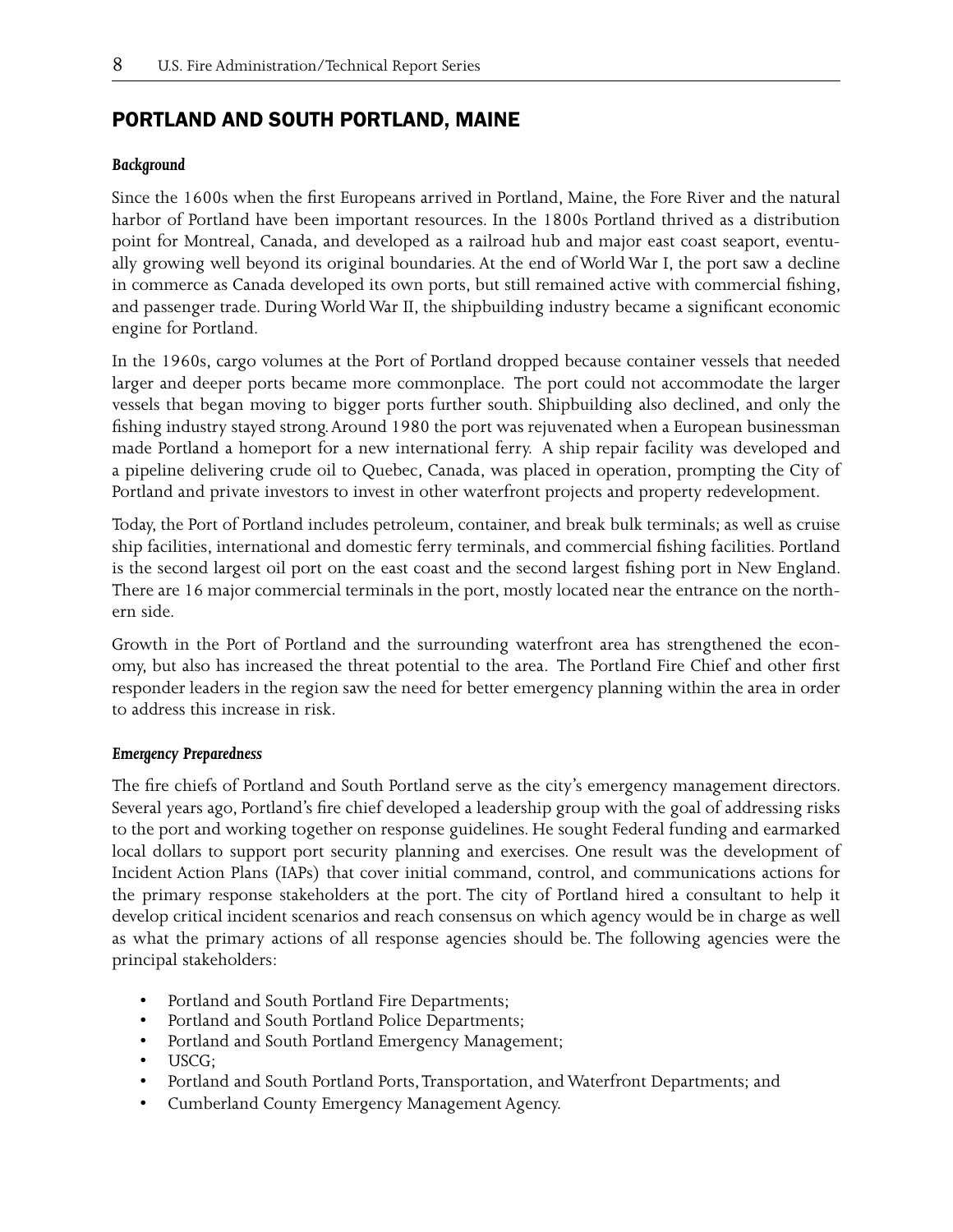## PORTLAND AND SOUTH PORTLAND, MAINE

### *Background*

Since the 1600s when the first Europeans arrived in Portland, Maine, the Fore River and the natural harbor of Portland have been important resources. In the 1800s Portland thrived as a distribution point for Montreal, Canada, and developed as a railroad hub and major east coast seaport, eventually growing well beyond its original boundaries. At the end of World War I, the port saw a decline in commerce as Canada developed its own ports, but still remained active with commercial fishing, and passenger trade. During World War II, the shipbuilding industry became a significant economic engine for Portland.

In the 1960s, cargo volumes at the Port of Portland dropped because container vessels that needed larger and deeper ports became more commonplace. The port could not accommodate the larger vessels that began moving to bigger ports further south. Shipbuilding also declined, and only the fishing industry stayed strong. Around 1980 the port was rejuvenated when a European businessman made Portland a homeport for a new international ferry. A ship repair facility was developed and a pipeline delivering crude oil to Quebec, Canada, was placed in operation, prompting the City of Portland and private investors to invest in other waterfront projects and property redevelopment.

Today, the Port of Portland includes petroleum, container, and break bulk terminals; as well as cruise ship facilities, international and domestic ferry terminals, and commercial fishing facilities. Portland is the second largest oil port on the east coast and the second largest fishing port in New England. There are 16 major commercial terminals in the port, mostly located near the entrance on the northern side.

Growth in the Port of Portland and the surrounding waterfront area has strengthened the economy, but also has increased the threat potential to the area. The Portland Fire Chief and other first responder leaders in the region saw the need for better emergency planning within the area in order to address this increase in risk.

### *Emergency Preparedness*

The fire chiefs of Portland and South Portland serve as the city's emergency management directors. Several years ago, Portland's fire chief developed a leadership group with the goal of addressing risks to the port and working together on response guidelines. He sought Federal funding and earmarked local dollars to support port security planning and exercises. One result was the development of Incident Action Plans (IAPs) that cover initial command, control, and communications actions for the primary response stakeholders at the port. The city of Portland hired a consultant to help it develop critical incident scenarios and reach consensus on which agency would be in charge as well as what the primary actions of all response agencies should be. The following agencies were the principal stakeholders:

- Portland and South Portland Fire Departments;
- Portland and South Portland Police Departments;
- Portland and South Portland Emergency Management;
- USCG;
- Portland and South Portland Ports, Transportation, and Waterfront Departments; and
- Cumberland County Emergency Management Agency.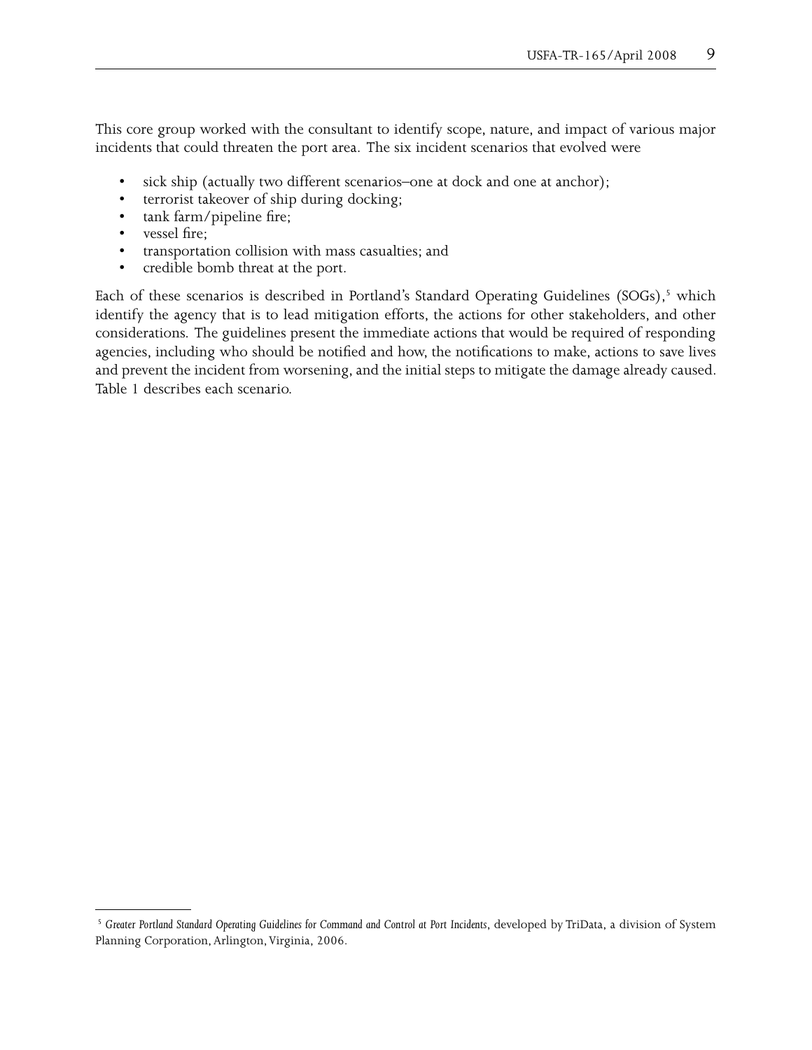This core group worked with the consultant to identify scope, nature, and impact of various major incidents that could threaten the port area. The six incident scenarios that evolved were

- sick ship (actually two different scenarios–one at dock and one at anchor);
- terrorist takeover of ship during docking;
- tank farm/pipeline fire;
- vessel fire;
- transportation collision with mass casualties; and
- credible bomb threat at the port.

Each of these scenarios is described in Portland's Standard Operating Guidelines (SOGs),[5] which identify the agency that is to lead mitigation efforts, the actions for other stakeholders, and other considerations. The guidelines present the immediate actions that would be required of responding agencies, including who should be notified and how, the notifications to make, actions to save lives and prevent the incident from worsening, and the initial steps to mitigate the damage already caused. Table 1 describes each scenario.

[5] *Greater Portland Standard Operating Guidelines for Command and Control at Port Incidents*, developed by TriData, a division of System Planning Corporation, Arlington, Virginia, 2006.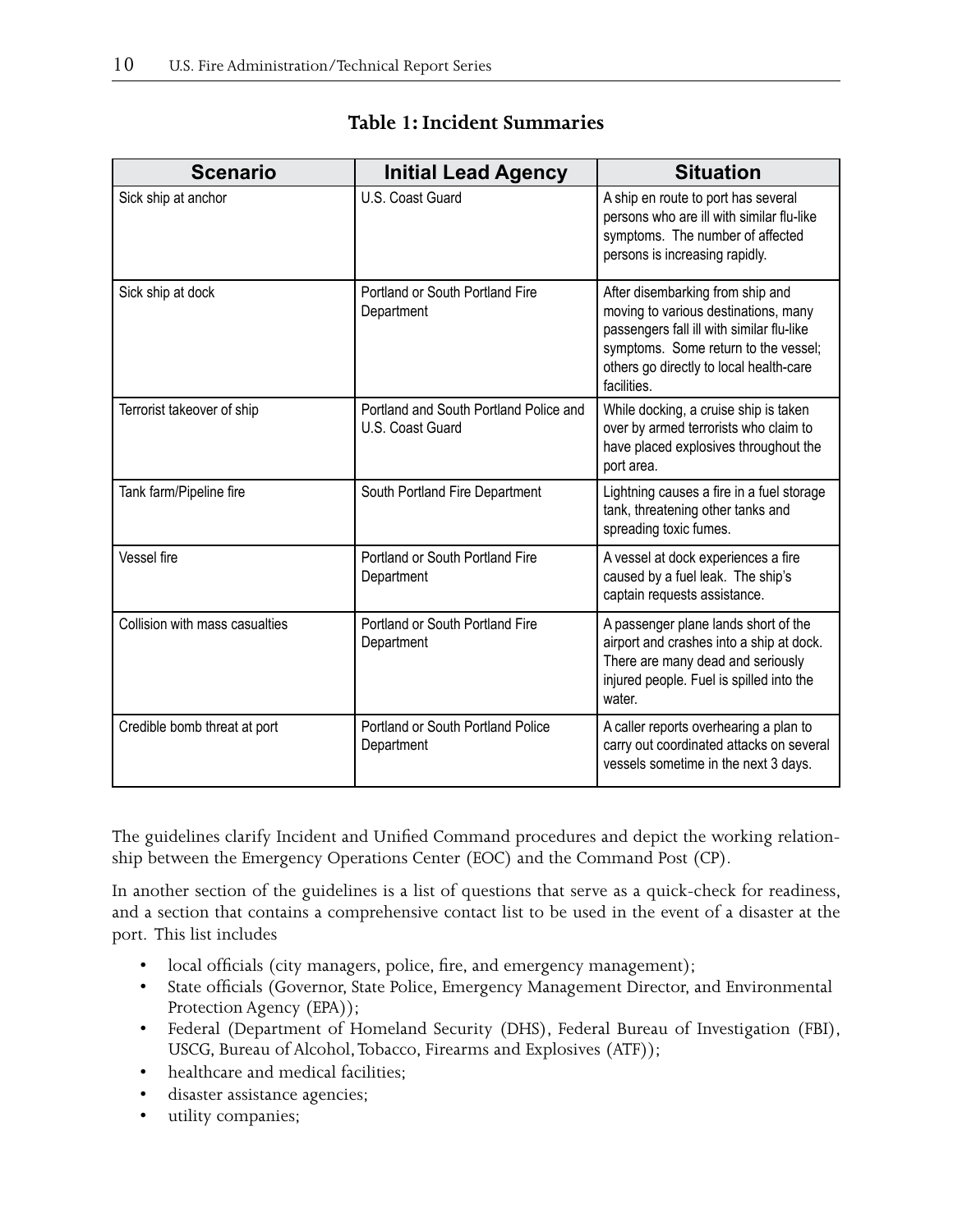**Table 1: Incident Summaries**

| Scenario | Initial Lead Agency | Situation |
|---|---|---|
| Sick ship at anchor | U.S. Coast Guard | A ship en route to port has several persons who are ill with similar flu-like symptoms. The number of affected persons is increasing rapidly. |
| Sick ship at dock | Portland or South Portland Fire Department | After disembarking from ship and moving to various destinations, many passengers fall ill with similar flu-like symptoms. Some return to the vessel; others go directly to local health-care facilities. |
| Terrorist takeover of ship | Portland and South Portland Police and U.S. Coast Guard | While docking, a cruise ship is taken over by armed terrorists who claim to have placed explosives throughout the port area. |
| Tank farm/Pipeline fire | South Portland Fire Department | Lightning causes a fire in a fuel storage tank, threatening other tanks and spreading toxic fumes. |
| Vessel fire | Portland or South Portland Fire Department | A vessel at dock experiences a fire caused by a fuel leak. The ship's captain requests assistance. |
| Collision with mass casualties | Portland or South Portland Fire Department | A passenger plane lands short of the airport and crashes into a ship at dock. There are many dead and seriously injured people. Fuel is spilled into the water. |
| Credible bomb threat at port | Portland or South Portland Police Department | A caller reports overhearing a plan to carry out coordinated attacks on several vessels sometime in the next 3 days. |

The guidelines clarify Incident and Unified Command procedures and depict the working relationship between the Emergency Operations Center (EOC) and the Command Post (CP).

In another section of the guidelines is a list of questions that serve as a quick-check for readiness, and a section that contains a comprehensive contact list to be used in the event of a disaster at the port. This list includes

- local officials (city managers, police, fire, and emergency management);
- State officials (Governor, State Police, Emergency Management Director, and Environmental Protection Agency (EPA));
- Federal (Department of Homeland Security (DHS), Federal Bureau of Investigation (FBI), USCG, Bureau of Alcohol, Tobacco, Firearms and Explosives (ATF));
- healthcare and medical facilities;
- disaster assistance agencies;
- utility companies;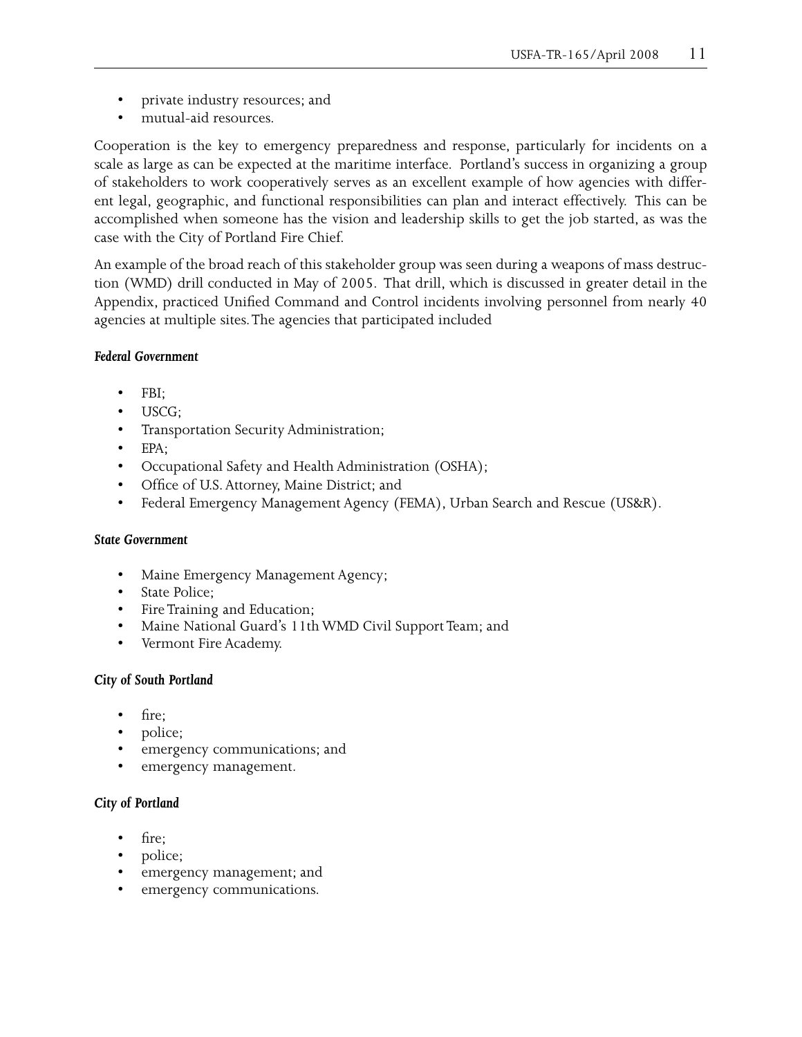- private industry resources; and
- mutual-aid resources.

Cooperation is the key to emergency preparedness and response, particularly for incidents on a scale as large as can be expected at the maritime interface. Portland's success in organizing a group of stakeholders to work cooperatively serves as an excellent example of how agencies with different legal, geographic, and functional responsibilities can plan and interact effectively. This can be accomplished when someone has the vision and leadership skills to get the job started, as was the case with the City of Portland Fire Chief.

An example of the broad reach of this stakeholder group was seen during a weapons of mass destruction (WMD) drill conducted in May of 2005. That drill, which is discussed in greater detail in the Appendix, practiced Unified Command and Control incidents involving personnel from nearly 40 agencies at multiple sites. The agencies that participated included

***Federal Government***

- FBI;
- USCG;
- Transportation Security Administration;
- EPA;
- Occupational Safety and Health Administration (OSHA);
- Office of U.S. Attorney, Maine District; and
- Federal Emergency Management Agency (FEMA), Urban Search and Rescue (US&R).

***State Government***

- Maine Emergency Management Agency;
- State Police;
- Fire Training and Education;
- Maine National Guard's 11th WMD Civil Support Team; and
- Vermont Fire Academy.

***City of South Portland***

- fire;
- police;
- emergency communications; and
- emergency management.

***City of Portland***

- fire;
- police;
- emergency management; and
- emergency communications.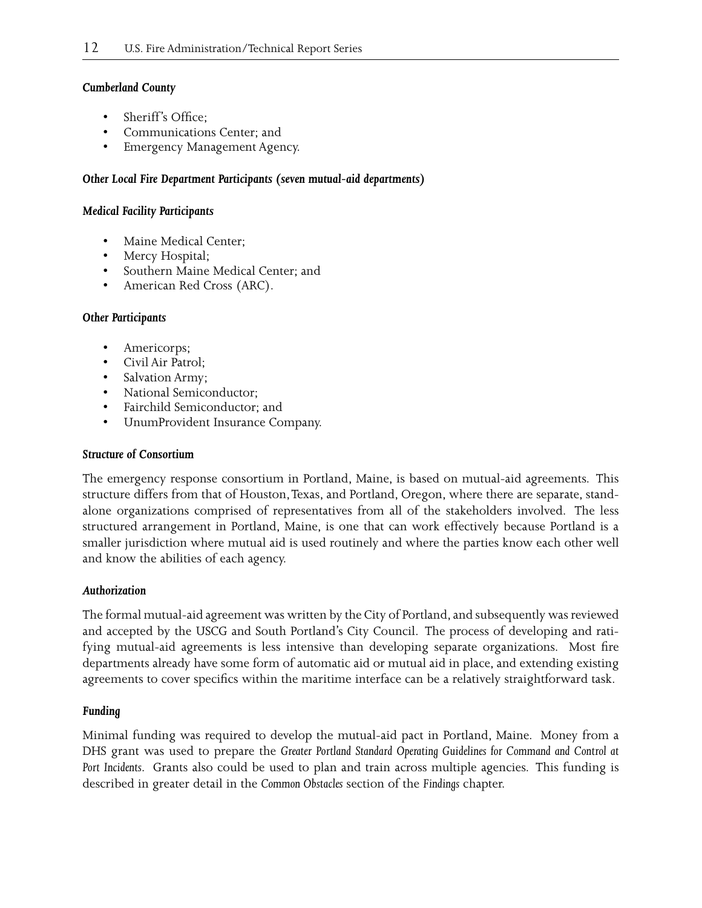#### *Cumberland County*

- Sheriff's Office;
- Communications Center; and
- Emergency Management Agency.

#### *Other Local Fire Department Participants (seven mutual-aid departments)*

#### *Medical Facility Participants*

- Maine Medical Center;
- Mercy Hospital;
- Southern Maine Medical Center; and
- American Red Cross (ARC).

#### *Other Participants*

- Americorps;
- Civil Air Patrol;
- Salvation Army;
- National Semiconductor;
- Fairchild Semiconductor; and
- UnumProvident Insurance Company.

#### *Structure of Consortium*

The emergency response consortium in Portland, Maine, is based on mutual-aid agreements. This structure differs from that of Houston, Texas, and Portland, Oregon, where there are separate, stand-alone organizations comprised of representatives from all of the stakeholders involved. The less structured arrangement in Portland, Maine, is one that can work effectively because Portland is a smaller jurisdiction where mutual aid is used routinely and where the parties know each other well and know the abilities of each agency.

#### *Authorization*

The formal mutual-aid agreement was written by the City of Portland, and subsequently was reviewed and accepted by the USCG and South Portland's City Council. The process of developing and ratifying mutual-aid agreements is less intensive than developing separate organizations. Most fire departments already have some form of automatic aid or mutual aid in place, and extending existing agreements to cover specifics within the maritime interface can be a relatively straightforward task.

#### *Funding*

Minimal funding was required to develop the mutual-aid pact in Portland, Maine. Money from a DHS grant was used to prepare the *Greater Portland Standard Operating Guidelines for Command and Control at Port Incidents*. Grants also could be used to plan and train across multiple agencies. This funding is described in greater detail in the *Common Obstacles* section of the *Findings* chapter.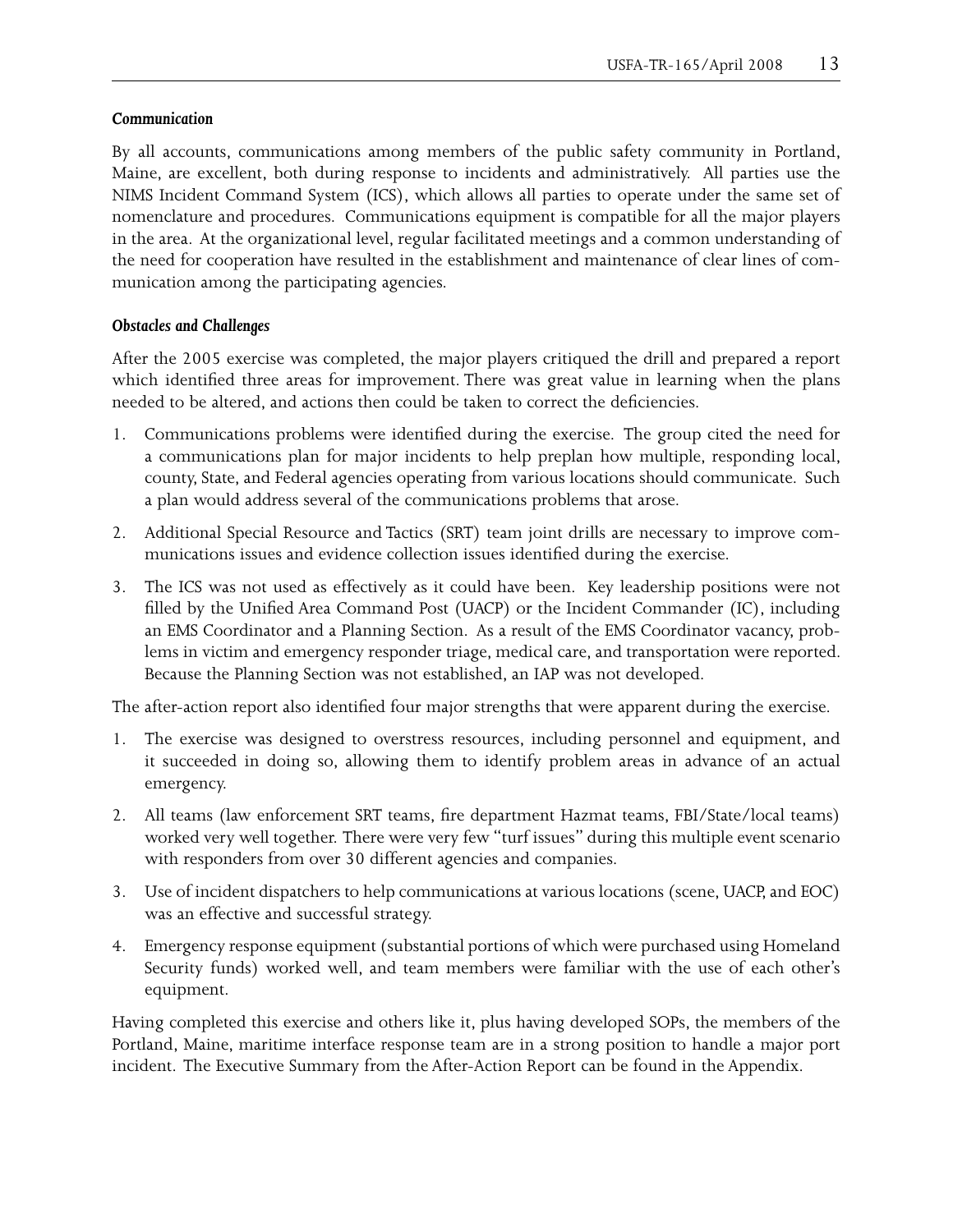### *Communication*

By all accounts, communications among members of the public safety community in Portland, Maine, are excellent, both during response to incidents and administratively. All parties use the NIMS Incident Command System (ICS), which allows all parties to operate under the same set of nomenclature and procedures. Communications equipment is compatible for all the major players in the area. At the organizational level, regular facilitated meetings and a common understanding of the need for cooperation have resulted in the establishment and maintenance of clear lines of communication among the participating agencies.

### *Obstacles and Challenges*

After the 2005 exercise was completed, the major players critiqued the drill and prepared a report which identified three areas for improvement. There was great value in learning when the plans needed to be altered, and actions then could be taken to correct the deficiencies.

1. Communications problems were identified during the exercise. The group cited the need for a communications plan for major incidents to help preplan how multiple, responding local, county, State, and Federal agencies operating from various locations should communicate. Such a plan would address several of the communications problems that arose.
2. Additional Special Resource and Tactics (SRT) team joint drills are necessary to improve communications issues and evidence collection issues identified during the exercise.
3. The ICS was not used as effectively as it could have been. Key leadership positions were not filled by the Unified Area Command Post (UACP) or the Incident Commander (IC), including an EMS Coordinator and a Planning Section. As a result of the EMS Coordinator vacancy, problems in victim and emergency responder triage, medical care, and transportation were reported. Because the Planning Section was not established, an IAP was not developed.

The after-action report also identified four major strengths that were apparent during the exercise.

1. The exercise was designed to overstress resources, including personnel and equipment, and it succeeded in doing so, allowing them to identify problem areas in advance of an actual emergency.
2. All teams (law enforcement SRT teams, fire department Hazmat teams, FBI/State/local teams) worked very well together. There were very few "turf issues" during this multiple event scenario with responders from over 30 different agencies and companies.
3. Use of incident dispatchers to help communications at various locations (scene, UACP, and EOC) was an effective and successful strategy.
4. Emergency response equipment (substantial portions of which were purchased using Homeland Security funds) worked well, and team members were familiar with the use of each other's equipment.

Having completed this exercise and others like it, plus having developed SOPs, the members of the Portland, Maine, maritime interface response team are in a strong position to handle a major port incident. The Executive Summary from the After-Action Report can be found in the Appendix.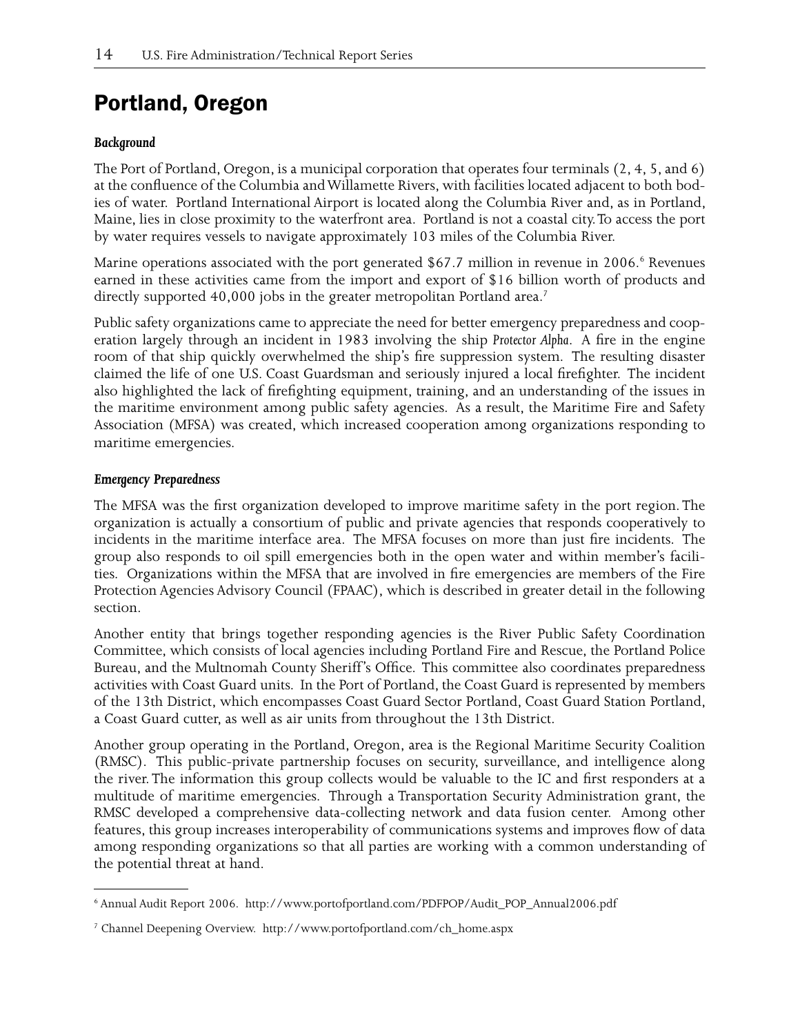# Portland, Oregon

### *Background*

The Port of Portland, Oregon, is a municipal corporation that operates four terminals (2, 4, 5, and 6) at the confluence of the Columbia and Willamette Rivers, with facilities located adjacent to both bodies of water. Portland International Airport is located along the Columbia River and, as in Portland, Maine, lies in close proximity to the waterfront area. Portland is not a coastal city. To access the port by water requires vessels to navigate approximately 103 miles of the Columbia River.

Marine operations associated with the port generated $67.7 million in revenue in 2006.[6] Revenues earned in these activities came from the import and export of $16 billion worth of products and directly supported 40,000 jobs in the greater metropolitan Portland area.[7]

Public safety organizations came to appreciate the need for better emergency preparedness and cooperation largely through an incident in 1983 involving the ship *Protector Alpha*. A fire in the engine room of that ship quickly overwhelmed the ship's fire suppression system. The resulting disaster claimed the life of one U.S. Coast Guardsman and seriously injured a local firefighter. The incident also highlighted the lack of firefighting equipment, training, and an understanding of the issues in the maritime environment among public safety agencies. As a result, the Maritime Fire and Safety Association (MFSA) was created, which increased cooperation among organizations responding to maritime emergencies.

### *Emergency Preparedness*

The MFSA was the first organization developed to improve maritime safety in the port region. The organization is actually a consortium of public and private agencies that responds cooperatively to incidents in the maritime interface area. The MFSA focuses on more than just fire incidents. The group also responds to oil spill emergencies both in the open water and within member's facilities. Organizations within the MFSA that are involved in fire emergencies are members of the Fire Protection Agencies Advisory Council (FPAAC), which is described in greater detail in the following section.

Another entity that brings together responding agencies is the River Public Safety Coordination Committee, which consists of local agencies including Portland Fire and Rescue, the Portland Police Bureau, and the Multnomah County Sheriff's Office. This committee also coordinates preparedness activities with Coast Guard units. In the Port of Portland, the Coast Guard is represented by members of the 13th District, which encompasses Coast Guard Sector Portland, Coast Guard Station Portland, a Coast Guard cutter, as well as air units from throughout the 13th District.

Another group operating in the Portland, Oregon, area is the Regional Maritime Security Coalition (RMSC). This public-private partnership focuses on security, surveillance, and intelligence along the river. The information this group collects would be valuable to the IC and first responders at a multitude of maritime emergencies. Through a Transportation Security Administration grant, the RMSC developed a comprehensive data-collecting network and data fusion center. Among other features, this group increases interoperability of communications systems and improves flow of data among responding organizations so that all parties are working with a common understanding of the potential threat at hand.

---

[6] Annual Audit Report 2006. http://www.portofportland.com/PDFPOP/Audit_POP_Annual2006.pdf

[7] Channel Deepening Overview. http://www.portofportland.com/ch_home.aspx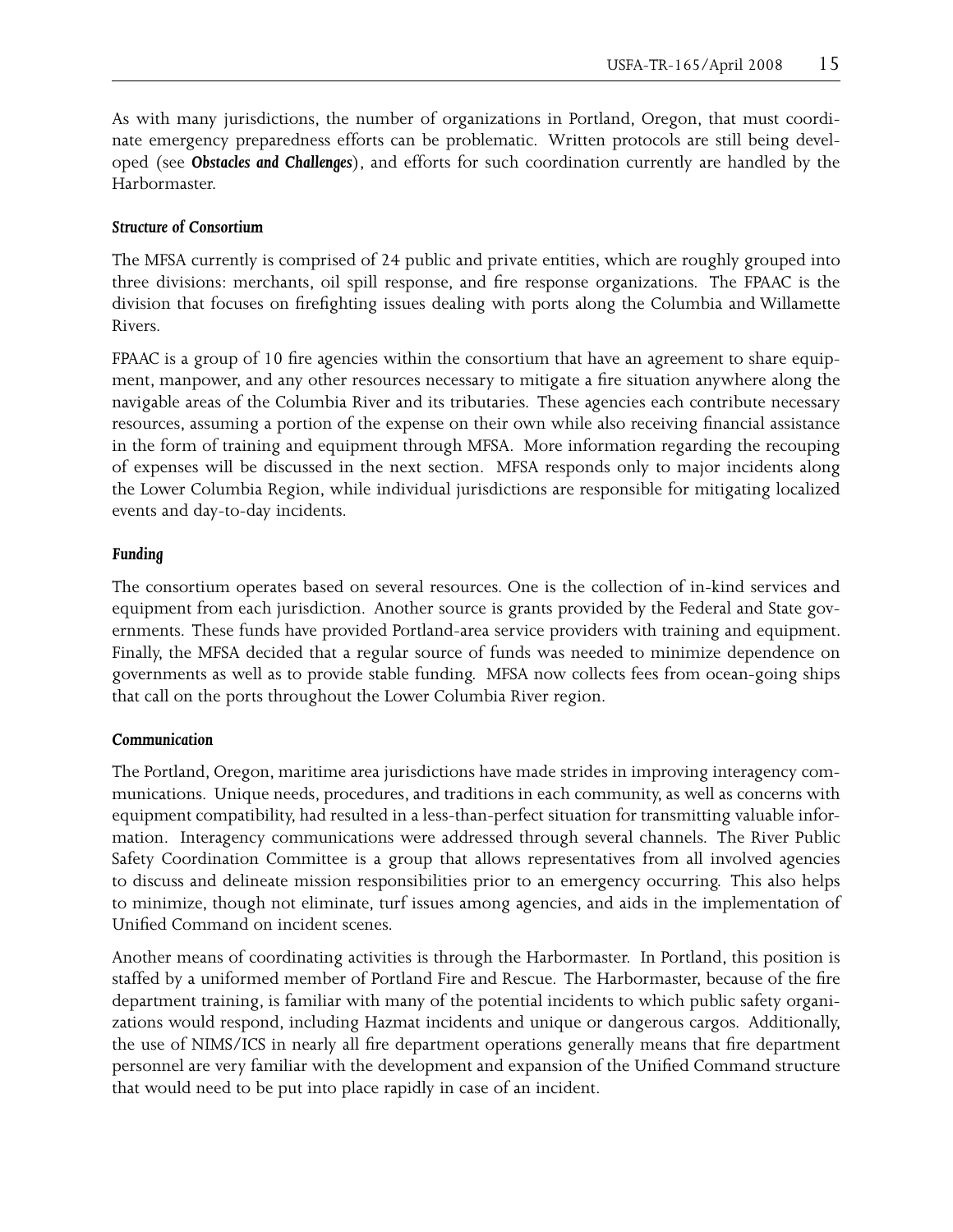As with many jurisdictions, the number of organizations in Portland, Oregon, that must coordinate emergency preparedness efforts can be problematic. Written protocols are still being developed (see ***Obstacles and Challenges***), and efforts for such coordination currently are handled by the Harbormaster.

#### *Structure of Consortium*

The MFSA currently is comprised of 24 public and private entities, which are roughly grouped into three divisions: merchants, oil spill response, and fire response organizations. The FPAAC is the division that focuses on firefighting issues dealing with ports along the Columbia and Willamette Rivers.

FPAAC is a group of 10 fire agencies within the consortium that have an agreement to share equipment, manpower, and any other resources necessary to mitigate a fire situation anywhere along the navigable areas of the Columbia River and its tributaries. These agencies each contribute necessary resources, assuming a portion of the expense on their own while also receiving financial assistance in the form of training and equipment through MFSA. More information regarding the recouping of expenses will be discussed in the next section. MFSA responds only to major incidents along the Lower Columbia Region, while individual jurisdictions are responsible for mitigating localized events and day-to-day incidents.

#### *Funding*

The consortium operates based on several resources. One is the collection of in-kind services and equipment from each jurisdiction. Another source is grants provided by the Federal and State governments. These funds have provided Portland-area service providers with training and equipment. Finally, the MFSA decided that a regular source of funds was needed to minimize dependence on governments as well as to provide stable funding. MFSA now collects fees from ocean-going ships that call on the ports throughout the Lower Columbia River region.

#### *Communication*

The Portland, Oregon, maritime area jurisdictions have made strides in improving interagency communications. Unique needs, procedures, and traditions in each community, as well as concerns with equipment compatibility, had resulted in a less-than-perfect situation for transmitting valuable information. Interagency communications were addressed through several channels. The River Public Safety Coordination Committee is a group that allows representatives from all involved agencies to discuss and delineate mission responsibilities prior to an emergency occurring. This also helps to minimize, though not eliminate, turf issues among agencies, and aids in the implementation of Unified Command on incident scenes.

Another means of coordinating activities is through the Harbormaster. In Portland, this position is staffed by a uniformed member of Portland Fire and Rescue. The Harbormaster, because of the fire department training, is familiar with many of the potential incidents to which public safety organizations would respond, including Hazmat incidents and unique or dangerous cargos. Additionally, the use of NIMS/ICS in nearly all fire department operations generally means that fire department personnel are very familiar with the development and expansion of the Unified Command structure that would need to be put into place rapidly in case of an incident.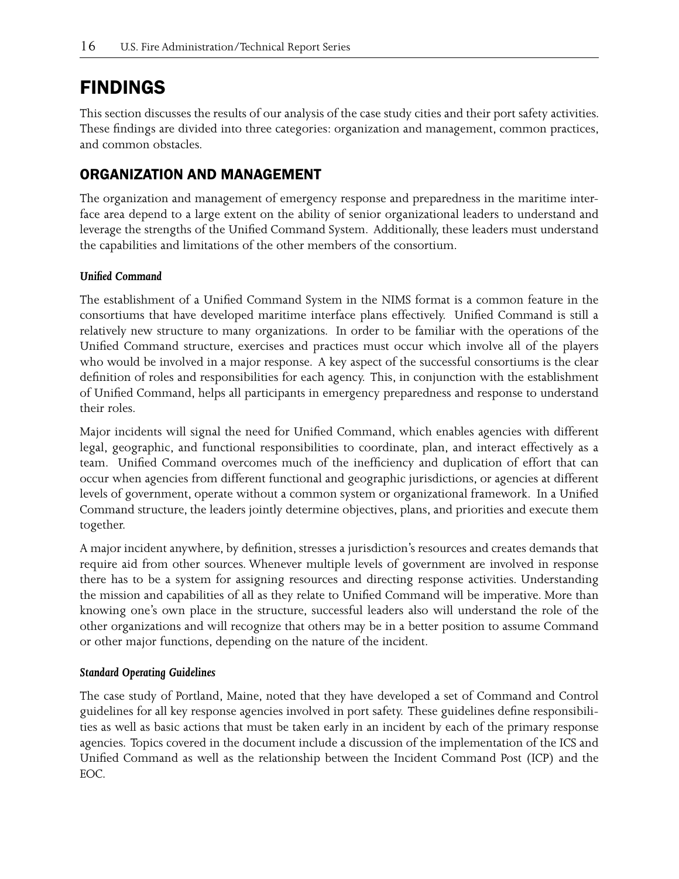# FINDINGS

This section discusses the results of our analysis of the case study cities and their port safety activities. These findings are divided into three categories: organization and management, common practices, and common obstacles.

## ORGANIZATION AND MANAGEMENT

The organization and management of emergency response and preparedness in the maritime interface area depend to a large extent on the ability of senior organizational leaders to understand and leverage the strengths of the Unified Command System. Additionally, these leaders must understand the capabilities and limitations of the other members of the consortium.

### *Unified Command*

The establishment of a Unified Command System in the NIMS format is a common feature in the consortiums that have developed maritime interface plans effectively. Unified Command is still a relatively new structure to many organizations. In order to be familiar with the operations of the Unified Command structure, exercises and practices must occur which involve all of the players who would be involved in a major response. A key aspect of the successful consortiums is the clear definition of roles and responsibilities for each agency. This, in conjunction with the establishment of Unified Command, helps all participants in emergency preparedness and response to understand their roles.

Major incidents will signal the need for Unified Command, which enables agencies with different legal, geographic, and functional responsibilities to coordinate, plan, and interact effectively as a team. Unified Command overcomes much of the inefficiency and duplication of effort that can occur when agencies from different functional and geographic jurisdictions, or agencies at different levels of government, operate without a common system or organizational framework. In a Unified Command structure, the leaders jointly determine objectives, plans, and priorities and execute them together.

A major incident anywhere, by definition, stresses a jurisdiction's resources and creates demands that require aid from other sources. Whenever multiple levels of government are involved in response there has to be a system for assigning resources and directing response activities. Understanding the mission and capabilities of all as they relate to Unified Command will be imperative. More than knowing one's own place in the structure, successful leaders also will understand the role of the other organizations and will recognize that others may be in a better position to assume Command or other major functions, depending on the nature of the incident.

### *Standard Operating Guidelines*

The case study of Portland, Maine, noted that they have developed a set of Command and Control guidelines for all key response agencies involved in port safety. These guidelines define responsibilities as well as basic actions that must be taken early in an incident by each of the primary response agencies. Topics covered in the document include a discussion of the implementation of the ICS and Unified Command as well as the relationship between the Incident Command Post (ICP) and the EOC.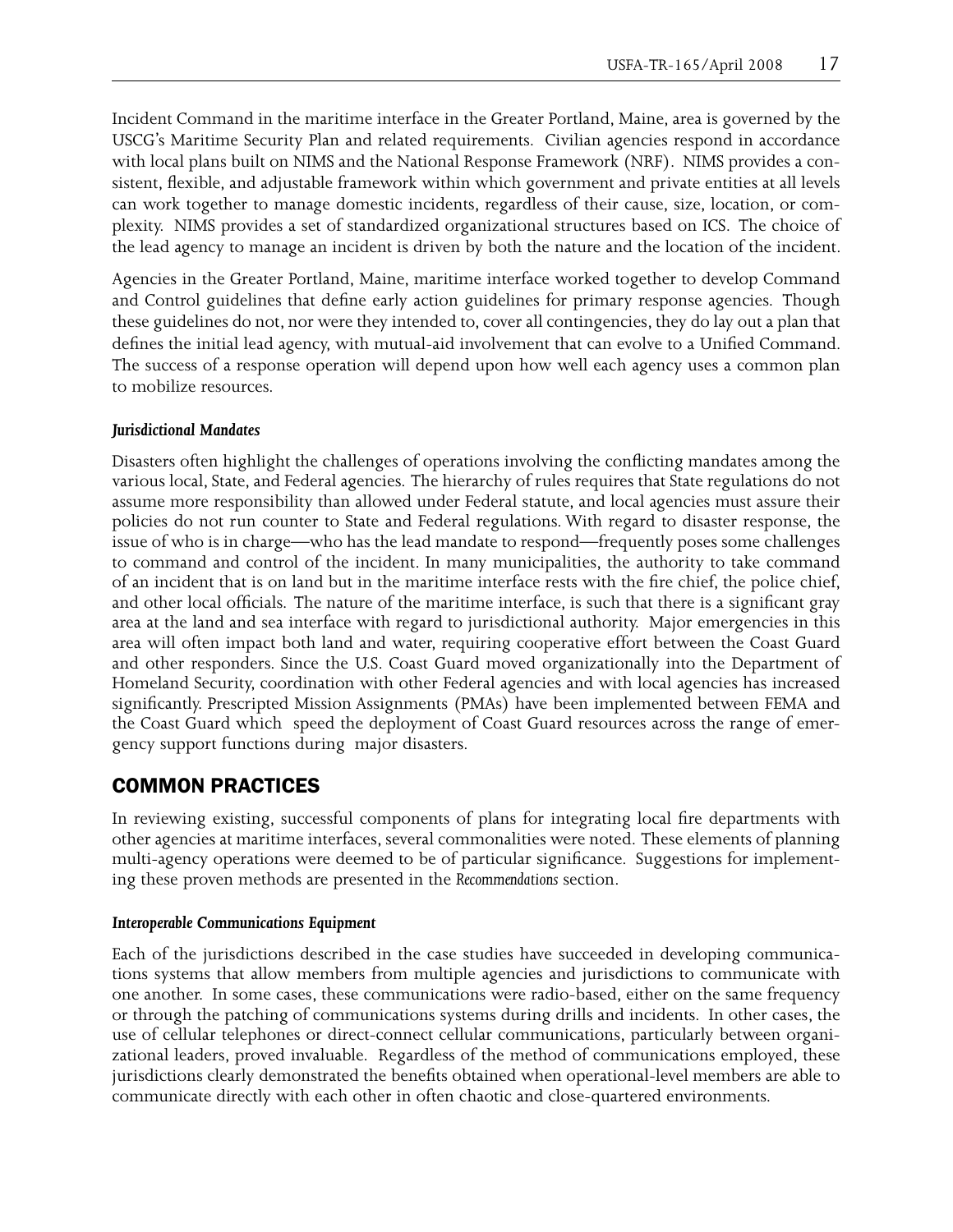Incident Command in the maritime interface in the Greater Portland, Maine, area is governed by the USCG's Maritime Security Plan and related requirements. Civilian agencies respond in accordance with local plans built on NIMS and the National Response Framework (NRF). NIMS provides a consistent, flexible, and adjustable framework within which government and private entities at all levels can work together to manage domestic incidents, regardless of their cause, size, location, or complexity. NIMS provides a set of standardized organizational structures based on ICS. The choice of the lead agency to manage an incident is driven by both the nature and the location of the incident.

Agencies in the Greater Portland, Maine, maritime interface worked together to develop Command and Control guidelines that define early action guidelines for primary response agencies. Though these guidelines do not, nor were they intended to, cover all contingencies, they do lay out a plan that defines the initial lead agency, with mutual-aid involvement that can evolve to a Unified Command. The success of a response operation will depend upon how well each agency uses a common plan to mobilize resources.

#### *Jurisdictional Mandates*

Disasters often highlight the challenges of operations involving the conflicting mandates among the various local, State, and Federal agencies. The hierarchy of rules requires that State regulations do not assume more responsibility than allowed under Federal statute, and local agencies must assure their policies do not run counter to State and Federal regulations. With regard to disaster response, the issue of who is in charge—who has the lead mandate to respond—frequently poses some challenges to command and control of the incident. In many municipalities, the authority to take command of an incident that is on land but in the maritime interface rests with the fire chief, the police chief, and other local officials. The nature of the maritime interface, is such that there is a significant gray area at the land and sea interface with regard to jurisdictional authority. Major emergencies in this area will often impact both land and water, requiring cooperative effort between the Coast Guard and other responders. Since the U.S. Coast Guard moved organizationally into the Department of Homeland Security, coordination with other Federal agencies and with local agencies has increased significantly. Prescripted Mission Assignments (PMAs) have been implemented between FEMA and the Coast Guard which speed the deployment of Coast Guard resources across the range of emergency support functions during major disasters.

## COMMON PRACTICES

In reviewing existing, successful components of plans for integrating local fire departments with other agencies at maritime interfaces, several commonalities were noted. These elements of planning multi-agency operations were deemed to be of particular significance. Suggestions for implementing these proven methods are presented in the *Recommendations* section.

#### *Interoperable Communications Equipment*

Each of the jurisdictions described in the case studies have succeeded in developing communications systems that allow members from multiple agencies and jurisdictions to communicate with one another. In some cases, these communications were radio-based, either on the same frequency or through the patching of communications systems during drills and incidents. In other cases, the use of cellular telephones or direct-connect cellular communications, particularly between organizational leaders, proved invaluable. Regardless of the method of communications employed, these jurisdictions clearly demonstrated the benefits obtained when operational-level members are able to communicate directly with each other in often chaotic and close-quartered environments.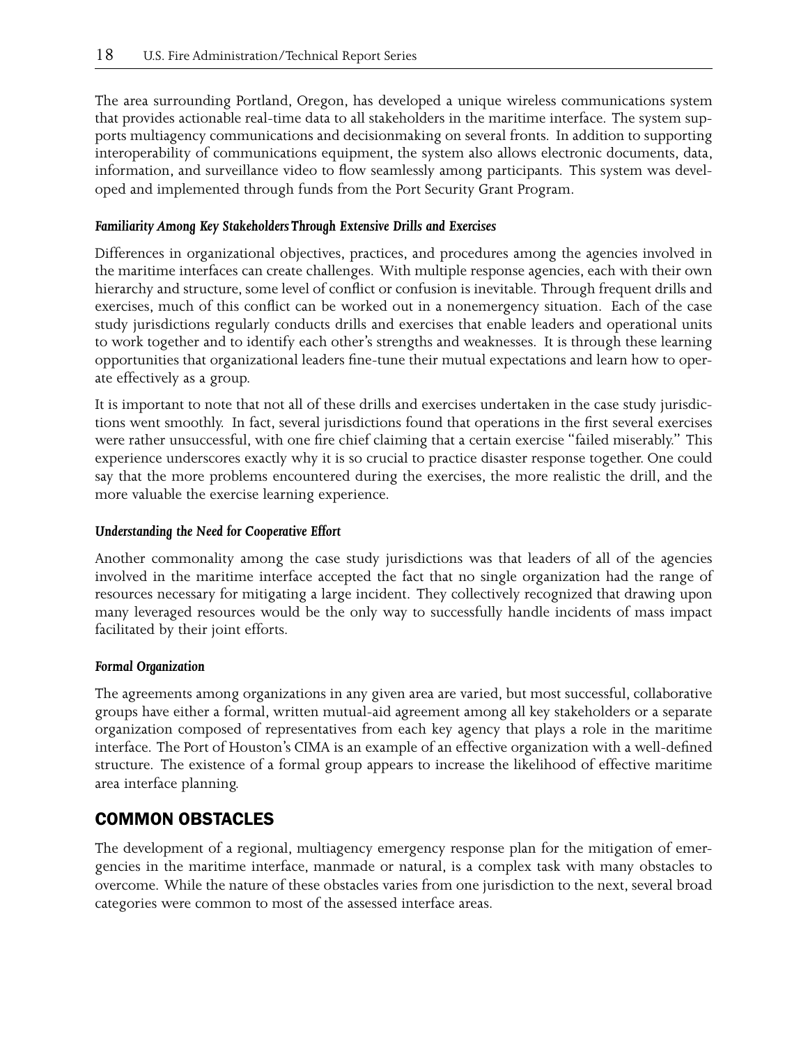The area surrounding Portland, Oregon, has developed a unique wireless communications system that provides actionable real-time data to all stakeholders in the maritime interface. The system supports multiagency communications and decisionmaking on several fronts. In addition to supporting interoperability of communications equipment, the system also allows electronic documents, data, information, and surveillance video to flow seamlessly among participants. This system was developed and implemented through funds from the Port Security Grant Program.

#### *Familiarity Among Key Stakeholders Through Extensive Drills and Exercises*

Differences in organizational objectives, practices, and procedures among the agencies involved in the maritime interfaces can create challenges. With multiple response agencies, each with their own hierarchy and structure, some level of conflict or confusion is inevitable. Through frequent drills and exercises, much of this conflict can be worked out in a nonemergency situation. Each of the case study jurisdictions regularly conducts drills and exercises that enable leaders and operational units to work together and to identify each other's strengths and weaknesses. It is through these learning opportunities that organizational leaders fine-tune their mutual expectations and learn how to operate effectively as a group.

It is important to note that not all of these drills and exercises undertaken in the case study jurisdictions went smoothly. In fact, several jurisdictions found that operations in the first several exercises were rather unsuccessful, with one fire chief claiming that a certain exercise "failed miserably." This experience underscores exactly why it is so crucial to practice disaster response together. One could say that the more problems encountered during the exercises, the more realistic the drill, and the more valuable the exercise learning experience.

#### *Understanding the Need for Cooperative Effort*

Another commonality among the case study jurisdictions was that leaders of all of the agencies involved in the maritime interface accepted the fact that no single organization had the range of resources necessary for mitigating a large incident. They collectively recognized that drawing upon many leveraged resources would be the only way to successfully handle incidents of mass impact facilitated by their joint efforts.

#### *Formal Organization*

The agreements among organizations in any given area are varied, but most successful, collaborative groups have either a formal, written mutual-aid agreement among all key stakeholders or a separate organization composed of representatives from each key agency that plays a role in the maritime interface. The Port of Houston's CIMA is an example of an effective organization with a well-defined structure. The existence of a formal group appears to increase the likelihood of effective maritime area interface planning.

## COMMON OBSTACLES

The development of a regional, multiagency emergency response plan for the mitigation of emergencies in the maritime interface, manmade or natural, is a complex task with many obstacles to overcome. While the nature of these obstacles varies from one jurisdiction to the next, several broad categories were common to most of the assessed interface areas.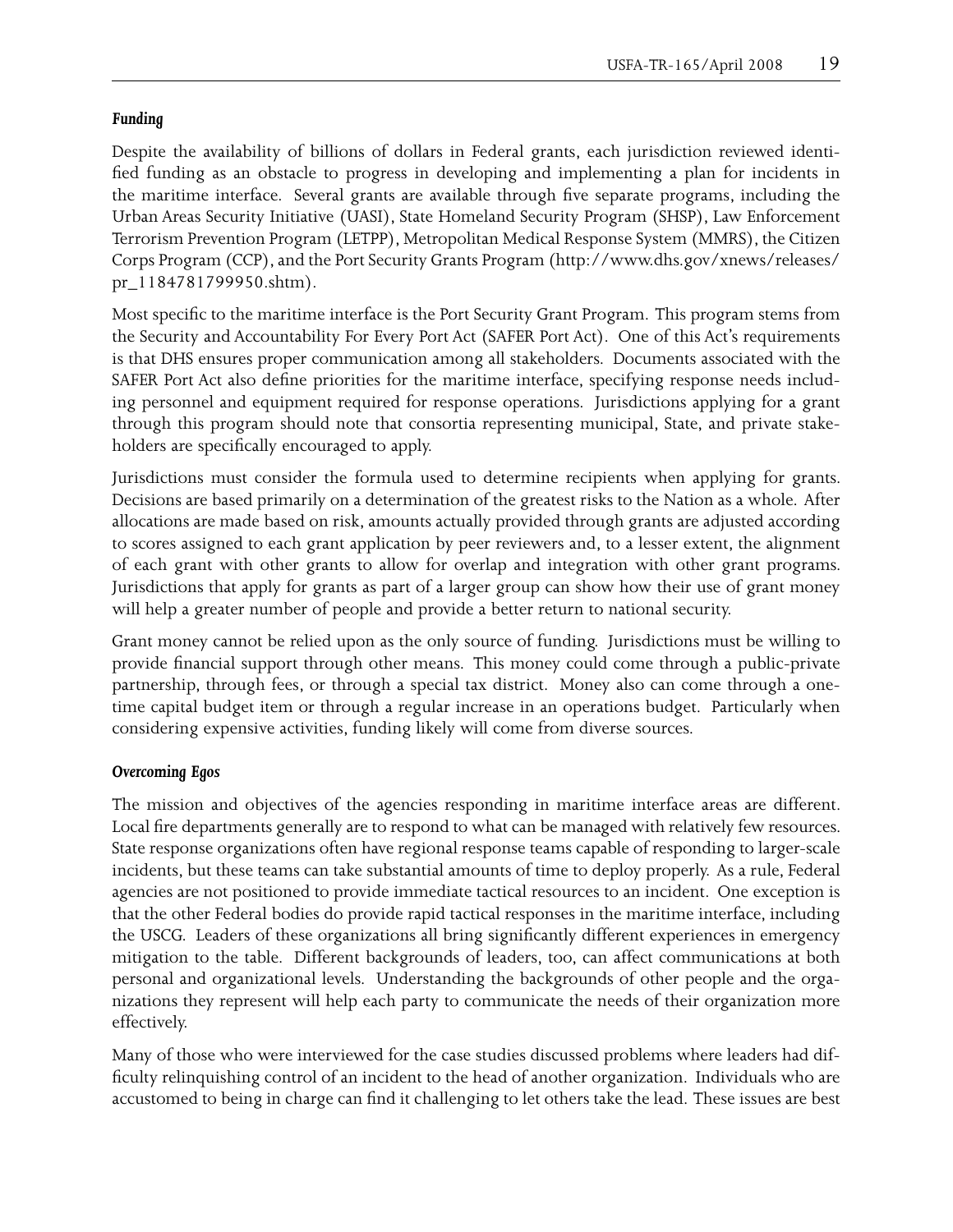#### *Funding*

Despite the availability of billions of dollars in Federal grants, each jurisdiction reviewed identified funding as an obstacle to progress in developing and implementing a plan for incidents in the maritime interface. Several grants are available through five separate programs, including the Urban Areas Security Initiative (UASI), State Homeland Security Program (SHSP), Law Enforcement Terrorism Prevention Program (LETPP), Metropolitan Medical Response System (MMRS), the Citizen Corps Program (CCP), and the Port Security Grants Program (http://www.dhs.gov/xnews/releases/pr_1184781799950.shtm).

Most specific to the maritime interface is the Port Security Grant Program. This program stems from the Security and Accountability For Every Port Act (SAFER Port Act). One of this Act's requirements is that DHS ensures proper communication among all stakeholders. Documents associated with the SAFER Port Act also define priorities for the maritime interface, specifying response needs including personnel and equipment required for response operations. Jurisdictions applying for a grant through this program should note that consortia representing municipal, State, and private stakeholders are specifically encouraged to apply.

Jurisdictions must consider the formula used to determine recipients when applying for grants. Decisions are based primarily on a determination of the greatest risks to the Nation as a whole. After allocations are made based on risk, amounts actually provided through grants are adjusted according to scores assigned to each grant application by peer reviewers and, to a lesser extent, the alignment of each grant with other grants to allow for overlap and integration with other grant programs. Jurisdictions that apply for grants as part of a larger group can show how their use of grant money will help a greater number of people and provide a better return to national security.

Grant money cannot be relied upon as the only source of funding. Jurisdictions must be willing to provide financial support through other means. This money could come through a public-private partnership, through fees, or through a special tax district. Money also can come through a one-time capital budget item or through a regular increase in an operations budget. Particularly when considering expensive activities, funding likely will come from diverse sources.

#### *Overcoming Egos*

The mission and objectives of the agencies responding in maritime interface areas are different. Local fire departments generally are to respond to what can be managed with relatively few resources. State response organizations often have regional response teams capable of responding to larger-scale incidents, but these teams can take substantial amounts of time to deploy properly. As a rule, Federal agencies are not positioned to provide immediate tactical resources to an incident. One exception is that the other Federal bodies do provide rapid tactical responses in the maritime interface, including the USCG. Leaders of these organizations all bring significantly different experiences in emergency mitigation to the table. Different backgrounds of leaders, too, can affect communications at both personal and organizational levels. Understanding the backgrounds of other people and the organizations they represent will help each party to communicate the needs of their organization more effectively.

Many of those who were interviewed for the case studies discussed problems where leaders had difficulty relinquishing control of an incident to the head of another organization. Individuals who are accustomed to being in charge can find it challenging to let others take the lead. These issues are best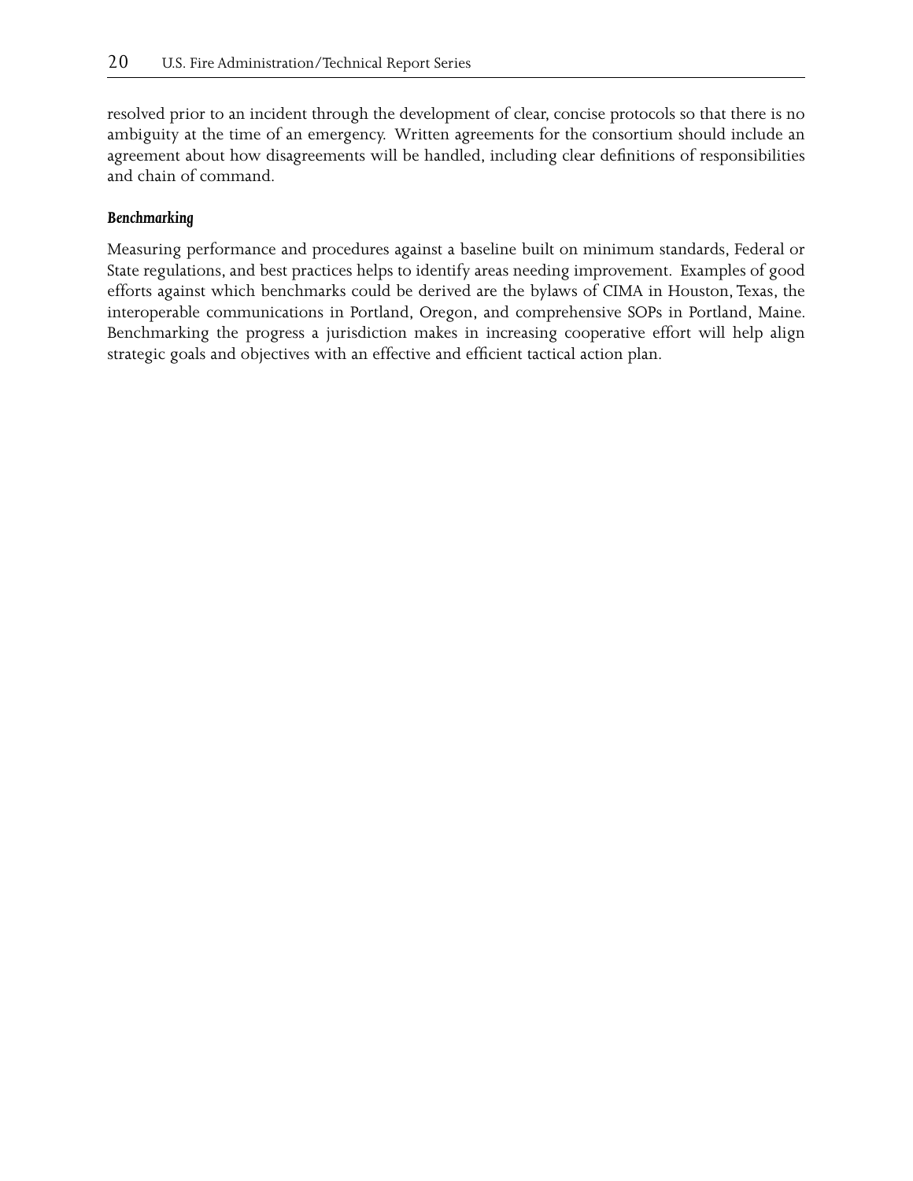resolved prior to an incident through the development of clear, concise protocols so that there is no ambiguity at the time of an emergency. Written agreements for the consortium should include an agreement about how disagreements will be handled, including clear definitions of responsibilities and chain of command.

#### *Benchmarking*

Measuring performance and procedures against a baseline built on minimum standards, Federal or State regulations, and best practices helps to identify areas needing improvement. Examples of good efforts against which benchmarks could be derived are the bylaws of CIMA in Houston, Texas, the interoperable communications in Portland, Oregon, and comprehensive SOPs in Portland, Maine. Benchmarking the progress a jurisdiction makes in increasing cooperative effort will help align strategic goals and objectives with an effective and efficient tactical action plan.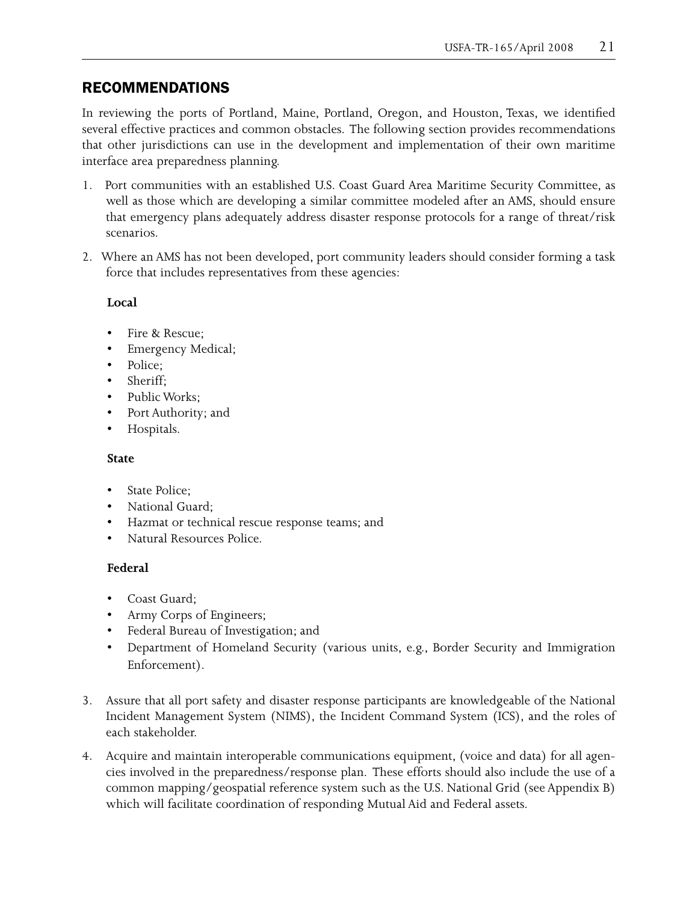## RECOMMENDATIONS

In reviewing the ports of Portland, Maine, Portland, Oregon, and Houston, Texas, we identified several effective practices and common obstacles. The following section provides recommendations that other jurisdictions can use in the development and implementation of their own maritime interface area preparedness planning.

1. Port communities with an established U.S. Coast Guard Area Maritime Security Committee, as well as those which are developing a similar committee modeled after an AMS, should ensure that emergency plans adequately address disaster response protocols for a range of threat/risk scenarios.
2. Where an AMS has not been developed, port community leaders should consider forming a task force that includes representatives from these agencies:

   **Local**

   - Fire & Rescue;
   - Emergency Medical;
   - Police;
   - Sheriff;
   - Public Works;
   - Port Authority; and
   - Hospitals.

   **State**

   - State Police;
   - National Guard;
   - Hazmat or technical rescue response teams; and
   - Natural Resources Police.

   **Federal**

   - Coast Guard;
   - Army Corps of Engineers;
   - Federal Bureau of Investigation; and
   - Department of Homeland Security (various units, e.g., Border Security and Immigration Enforcement).

3. Assure that all port safety and disaster response participants are knowledgeable of the National Incident Management System (NIMS), the Incident Command System (ICS), and the roles of each stakeholder.
4. Acquire and maintain interoperable communications equipment, (voice and data) for all agencies involved in the preparedness/response plan. These efforts should also include the use of a common mapping/geospatial reference system such as the U.S. National Grid (see Appendix B) which will facilitate coordination of responding Mutual Aid and Federal assets.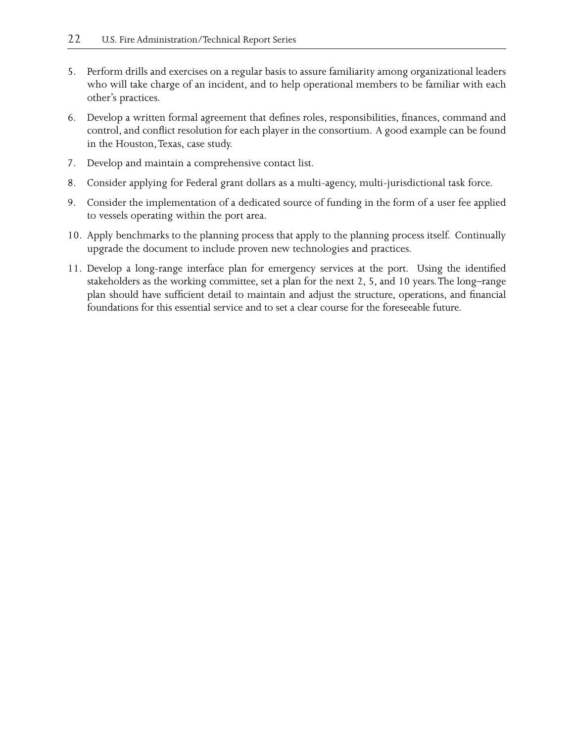5. Perform drills and exercises on a regular basis to assure familiarity among organizational leaders who will take charge of an incident, and to help operational members to be familiar with each other's practices.

6. Develop a written formal agreement that defines roles, responsibilities, finances, command and control, and conflict resolution for each player in the consortium. A good example can be found in the Houston, Texas, case study.

7. Develop and maintain a comprehensive contact list.

8. Consider applying for Federal grant dollars as a multi-agency, multi-jurisdictional task force.

9. Consider the implementation of a dedicated source of funding in the form of a user fee applied to vessels operating within the port area.

10. Apply benchmarks to the planning process that apply to the planning process itself. Continually upgrade the document to include proven new technologies and practices.

11. Develop a long-range interface plan for emergency services at the port. Using the identified stakeholders as the working committee, set a plan for the next 2, 5, and 10 years. The long–range plan should have sufficient detail to maintain and adjust the structure, operations, and financial foundations for this essential service and to set a clear course for the foreseeable future.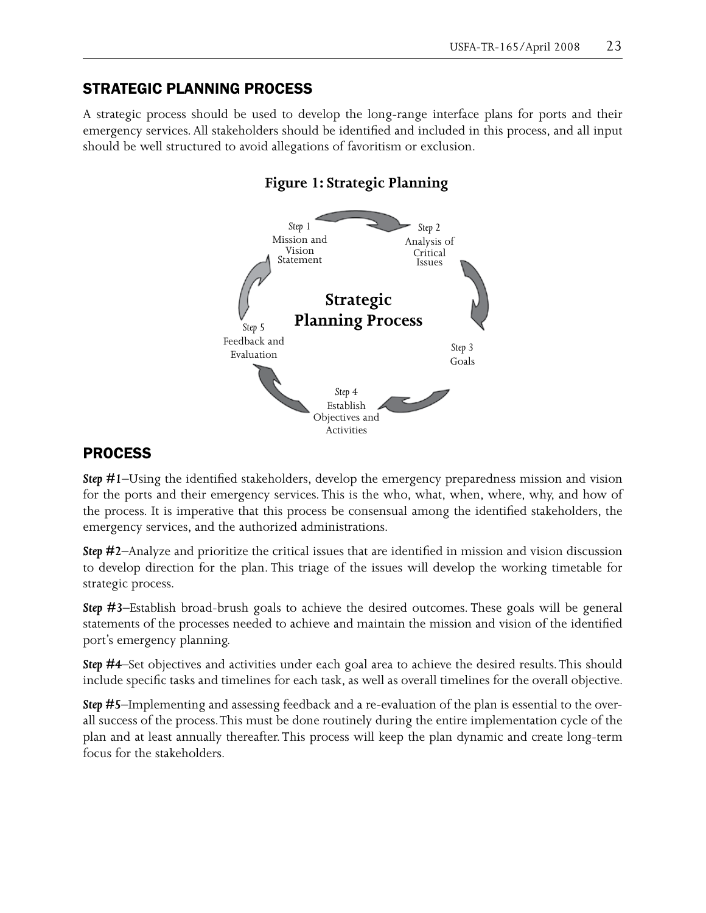## STRATEGIC PLANNING PROCESS

A strategic process should be used to develop the long-range interface plans for ports and their emergency services. All stakeholders should be identified and included in this process, and all input should be well structured to avoid allegations of favoritism or exclusion.

**Figure 1: Strategic Planning**

**Strategic Planning Process**

*Step 1* Mission and Vision Statement

*Step 2* Analysis of Critical Issues

*Step 3* Goals

*Step 4* Establish Objectives and Activities

*Step 5* Feedback and Evaluation

## PROCESS

***Step #1***–Using the identified stakeholders, develop the emergency preparedness mission and vision for the ports and their emergency services. This is the who, what, when, where, why, and how of the process. It is imperative that this process be consensual among the identified stakeholders, the emergency services, and the authorized administrations.

***Step #2***–Analyze and prioritize the critical issues that are identified in mission and vision discussion to develop direction for the plan. This triage of the issues will develop the working timetable for strategic process.

***Step #3***–Establish broad-brush goals to achieve the desired outcomes. These goals will be general statements of the processes needed to achieve and maintain the mission and vision of the identified port's emergency planning.

***Step #4***–Set objectives and activities under each goal area to achieve the desired results. This should include specific tasks and timelines for each task, as well as overall timelines for the overall objective.

***Step #5***–Implementing and assessing feedback and a re-evaluation of the plan is essential to the overall success of the process. This must be done routinely during the entire implementation cycle of the plan and at least annually thereafter. This process will keep the plan dynamic and create long-term focus for the stakeholders.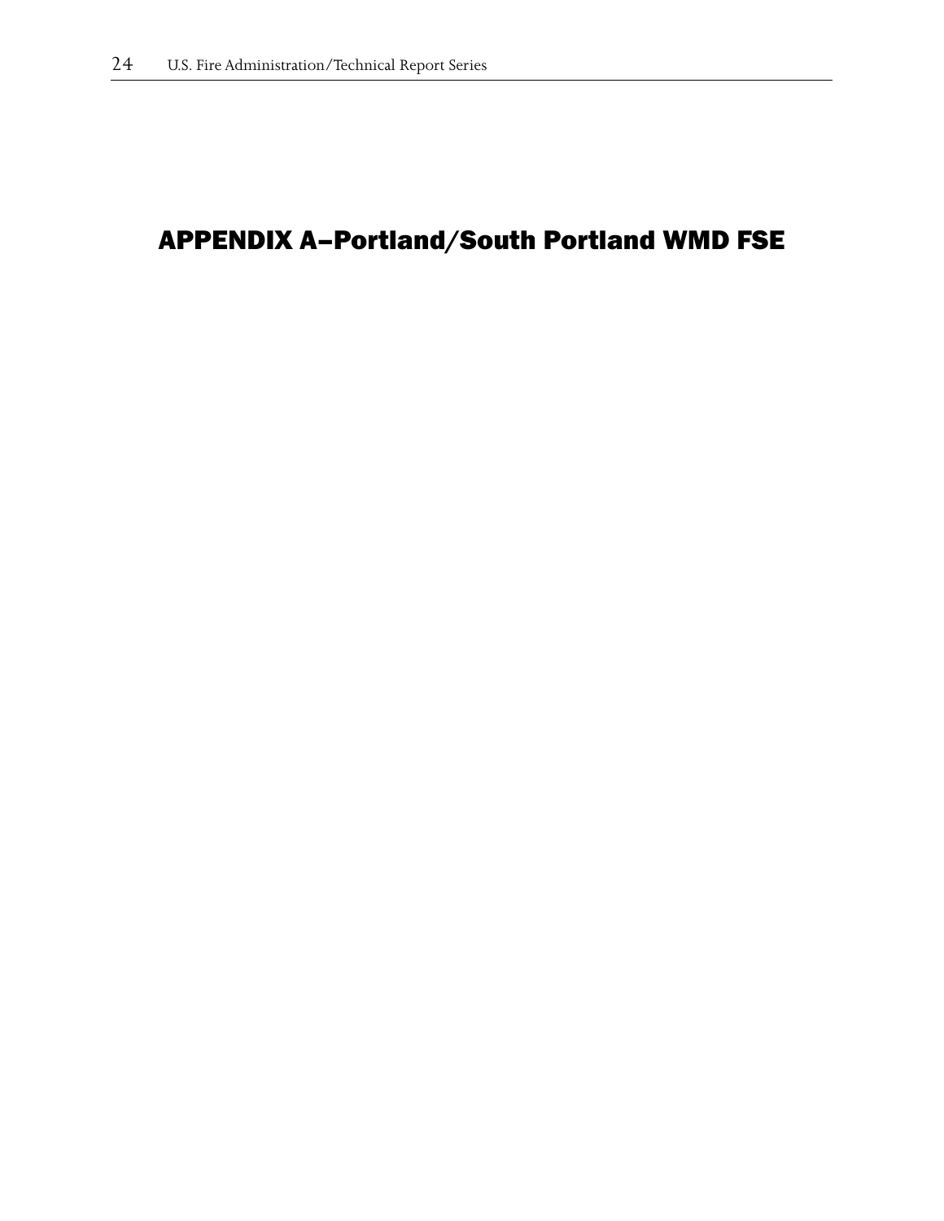# APPENDIX A–Portland/South Portland WMD FSE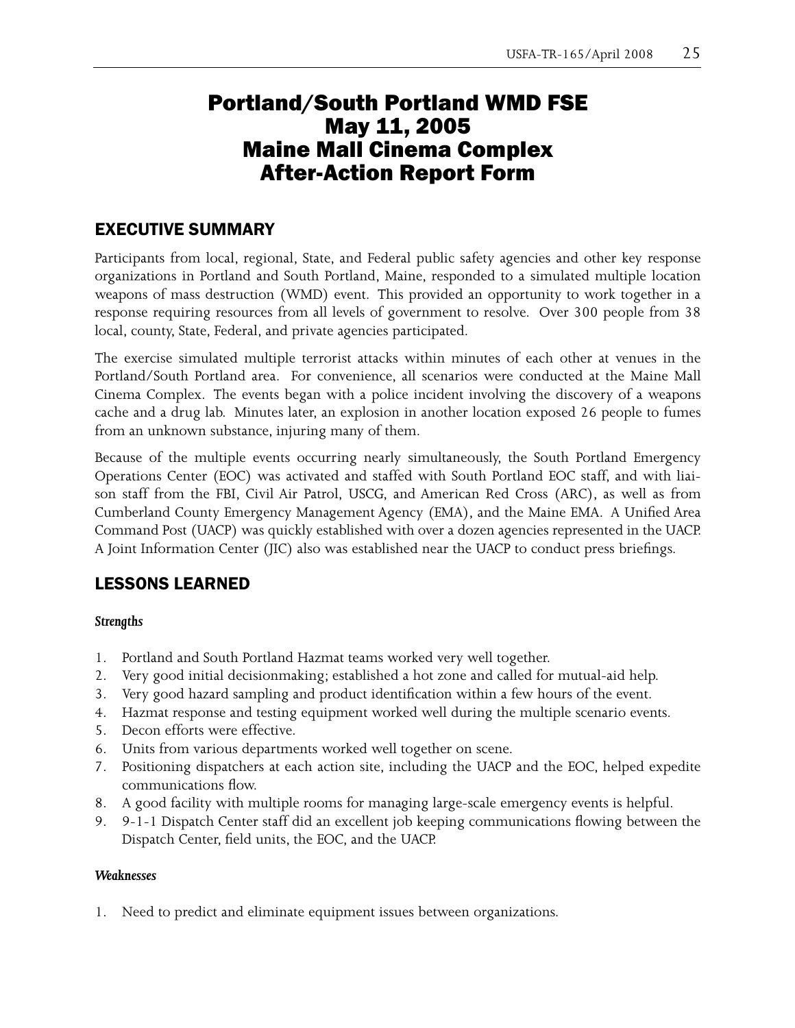# Portland/South Portland WMD FSE
# May 11, 2005
# Maine Mall Cinema Complex
# After-Action Report Form

## EXECUTIVE SUMMARY

Participants from local, regional, State, and Federal public safety agencies and other key response organizations in Portland and South Portland, Maine, responded to a simulated multiple location weapons of mass destruction (WMD) event. This provided an opportunity to work together in a response requiring resources from all levels of government to resolve. Over 300 people from 38 local, county, State, Federal, and private agencies participated.

The exercise simulated multiple terrorist attacks within minutes of each other at venues in the Portland/South Portland area. For convenience, all scenarios were conducted at the Maine Mall Cinema Complex. The events began with a police incident involving the discovery of a weapons cache and a drug lab. Minutes later, an explosion in another location exposed 26 people to fumes from an unknown substance, injuring many of them.

Because of the multiple events occurring nearly simultaneously, the South Portland Emergency Operations Center (EOC) was activated and staffed with South Portland EOC staff, and with liaison staff from the FBI, Civil Air Patrol, USCG, and American Red Cross (ARC), as well as from Cumberland County Emergency Management Agency (EMA), and the Maine EMA. A Unified Area Command Post (UACP) was quickly established with over a dozen agencies represented in the UACP. A Joint Information Center (JIC) also was established near the UACP to conduct press briefings.

## LESSONS LEARNED

### *Strengths*

1. Portland and South Portland Hazmat teams worked very well together.
2. Very good initial decisionmaking; established a hot zone and called for mutual-aid help.
3. Very good hazard sampling and product identification within a few hours of the event.
4. Hazmat response and testing equipment worked well during the multiple scenario events.
5. Decon efforts were effective.
6. Units from various departments worked well together on scene.
7. Positioning dispatchers at each action site, including the UACP and the EOC, helped expedite communications flow.
8. A good facility with multiple rooms for managing large-scale emergency events is helpful.
9. 9-1-1 Dispatch Center staff did an excellent job keeping communications flowing between the Dispatch Center, field units, the EOC, and the UACP.

### *Weaknesses*

1. Need to predict and eliminate equipment issues between organizations.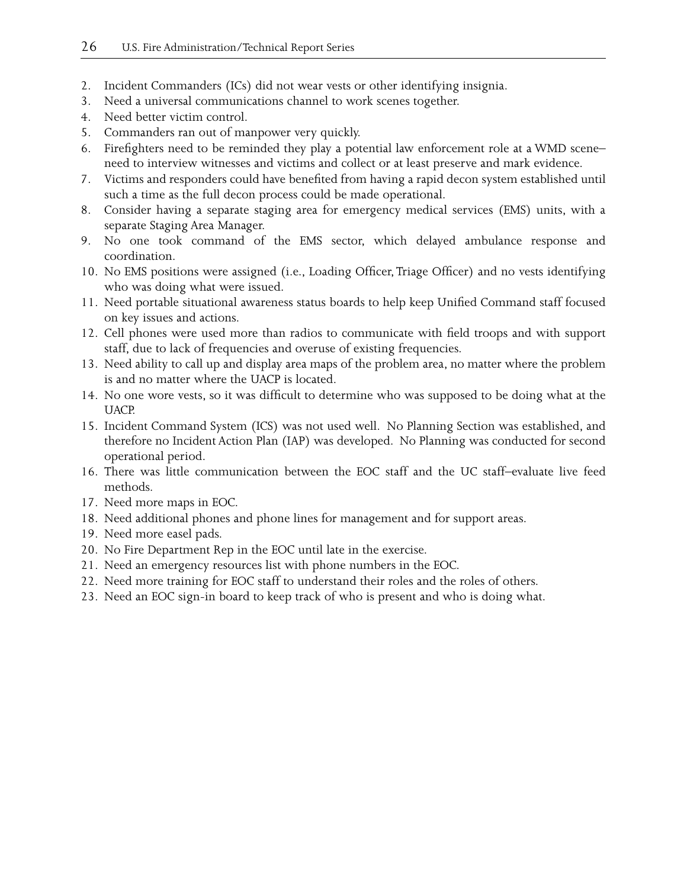2. Incident Commanders (ICs) did not wear vests or other identifying insignia.
3. Need a universal communications channel to work scenes together.
4. Need better victim control.
5. Commanders ran out of manpower very quickly.
6. Firefighters need to be reminded they play a potential law enforcement role at a WMD scene–need to interview witnesses and victims and collect or at least preserve and mark evidence.
7. Victims and responders could have benefited from having a rapid decon system established until such a time as the full decon process could be made operational.
8. Consider having a separate staging area for emergency medical services (EMS) units, with a separate Staging Area Manager.
9. No one took command of the EMS sector, which delayed ambulance response and coordination.
10. No EMS positions were assigned (i.e., Loading Officer, Triage Officer) and no vests identifying who was doing what were issued.
11. Need portable situational awareness status boards to help keep Unified Command staff focused on key issues and actions.
12. Cell phones were used more than radios to communicate with field troops and with support staff, due to lack of frequencies and overuse of existing frequencies.
13. Need ability to call up and display area maps of the problem area, no matter where the problem is and no matter where the UACP is located.
14. No one wore vests, so it was difficult to determine who was supposed to be doing what at the UACP.
15. Incident Command System (ICS) was not used well. No Planning Section was established, and therefore no Incident Action Plan (IAP) was developed. No Planning was conducted for second operational period.
16. There was little communication between the EOC staff and the UC staff–evaluate live feed methods.
17. Need more maps in EOC.
18. Need additional phones and phone lines for management and for support areas.
19. Need more easel pads.
20. No Fire Department Rep in the EOC until late in the exercise.
21. Need an emergency resources list with phone numbers in the EOC.
22. Need more training for EOC staff to understand their roles and the roles of others.
23. Need an EOC sign-in board to keep track of who is present and who is doing what.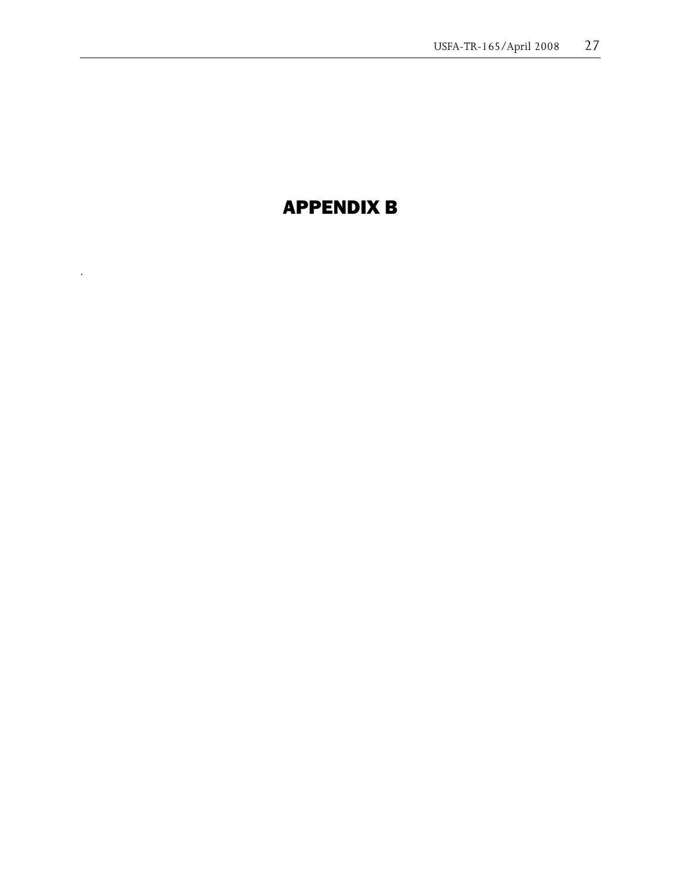# APPENDIX B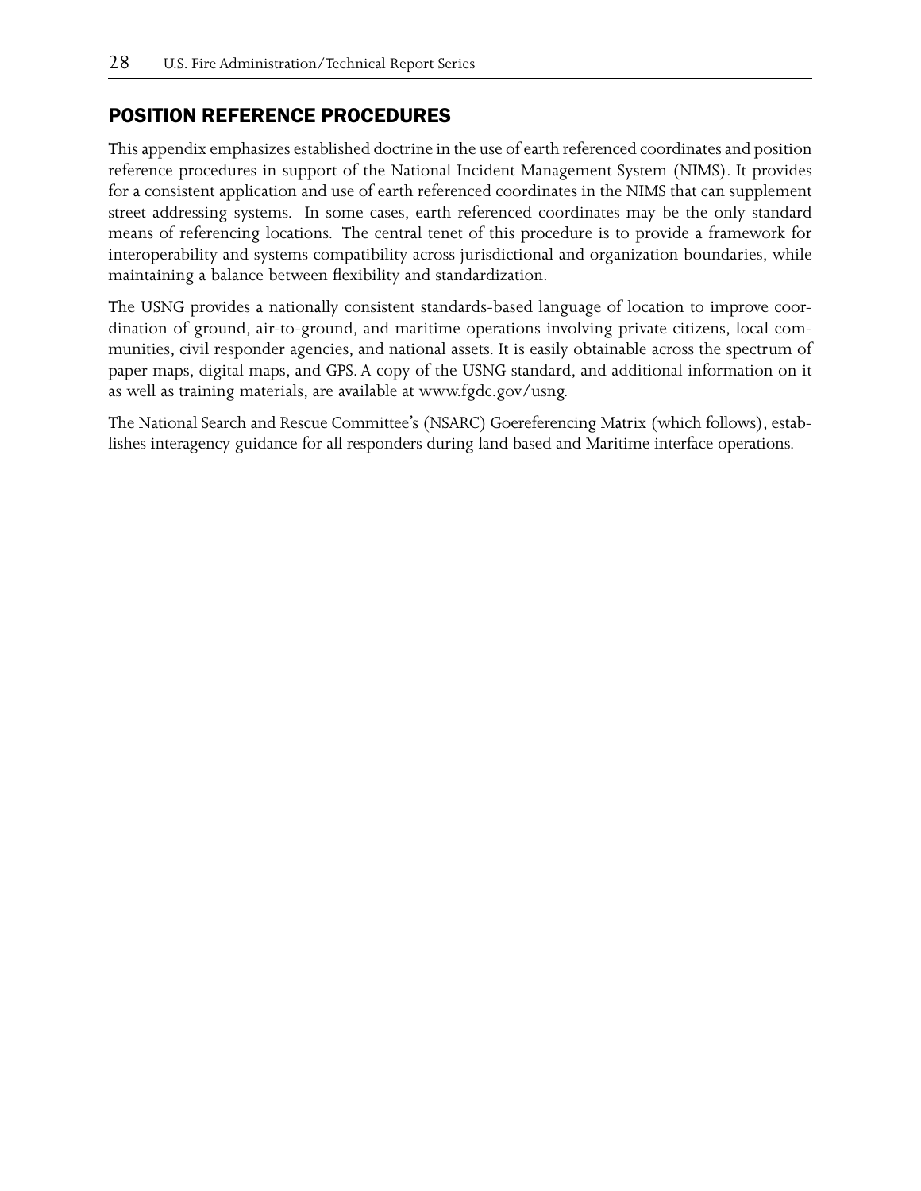## POSITION REFERENCE PROCEDURES

This appendix emphasizes established doctrine in the use of earth referenced coordinates and position reference procedures in support of the National Incident Management System (NIMS). It provides for a consistent application and use of earth referenced coordinates in the NIMS that can supplement street addressing systems. In some cases, earth referenced coordinates may be the only standard means of referencing locations. The central tenet of this procedure is to provide a framework for interoperability and systems compatibility across jurisdictional and organization boundaries, while maintaining a balance between flexibility and standardization.

The USNG provides a nationally consistent standards-based language of location to improve coordination of ground, air-to-ground, and maritime operations involving private citizens, local communities, civil responder agencies, and national assets. It is easily obtainable across the spectrum of paper maps, digital maps, and GPS. A copy of the USNG standard, and additional information on it as well as training materials, are available at www.fgdc.gov/usng.

The National Search and Rescue Committee's (NSARC) Goereferencing Matrix (which follows), establishes interagency guidance for all responders during land based and Maritime interface operations.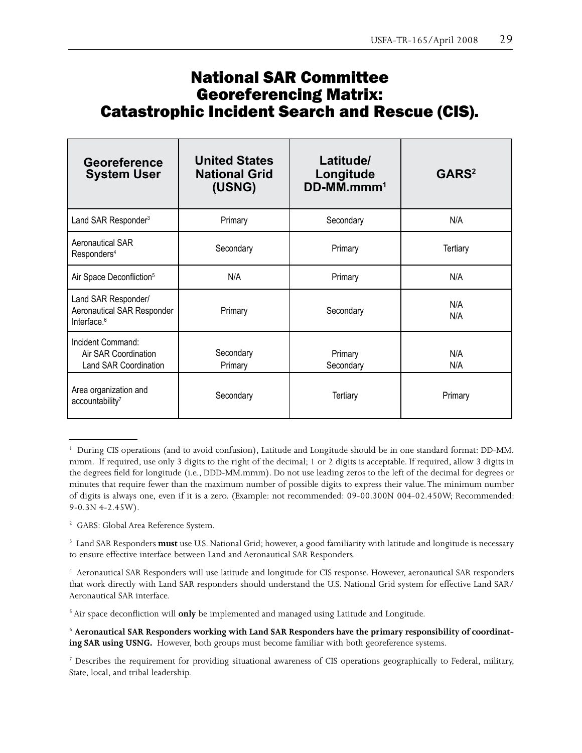# National SAR Committee Georeferencing Matrix: Catastrophic Incident Search and Rescue (CIS).

| Georeference System User | United States National Grid (USNG) | Latitude/ Longitude DD-MM.mmm[1] | GARS[2] |
|---|---|---|---|
| Land SAR Responder[3] | Primary | Secondary | N/A |
| Aeronautical SAR Responders[4] | Secondary | Primary | Tertiary |
| Air Space Deconfliction[5] | N/A | Primary | N/A |
| Land SAR Responder/ Aeronautical SAR Responder Interface.[6] | Primary | Secondary | N/A N/A |
| Incident Command: Air SAR Coordination Land SAR Coordination | Secondary Primary | Primary Secondary | N/A N/A |
| Area organization and accountability[7] | Secondary | Tertiary | Primary |

[1] During CIS operations (and to avoid confusion), Latitude and Longitude should be in one standard format: DD-MM.mmm. If required, use only 3 digits to the right of the decimal; 1 or 2 digits is acceptable. If required, allow 3 digits in the degrees field for longitude (i.e., DDD-MM.mmm). Do not use leading zeros to the left of the decimal for degrees or minutes that require fewer than the maximum number of possible digits to express their value. The minimum number of digits is always one, even if it is a zero. (Example: not recommended: 09-00.300N 004-02.450W; Recommended: 9-0.3N 4-2.45W).

[2] GARS: Global Area Reference System.

[3] Land SAR Responders **must** use U.S. National Grid; however, a good familiarity with latitude and longitude is necessary to ensure effective interface between Land and Aeronautical SAR Responders.

[4] Aeronautical SAR Responders will use latitude and longitude for CIS response. However, aeronautical SAR responders that work directly with Land SAR responders should understand the U.S. National Grid system for effective Land SAR/ Aeronautical SAR interface.

[5] Air space deconfliction will **only** be implemented and managed using Latitude and Longitude.

[6] **Aeronautical SAR Responders working with Land SAR Responders have the primary responsibility of coordinating SAR using USNG.** However, both groups must become familiar with both georeference systems.

[7] Describes the requirement for providing situational awareness of CIS operations geographically to Federal, military, State, local, and tribal leadership.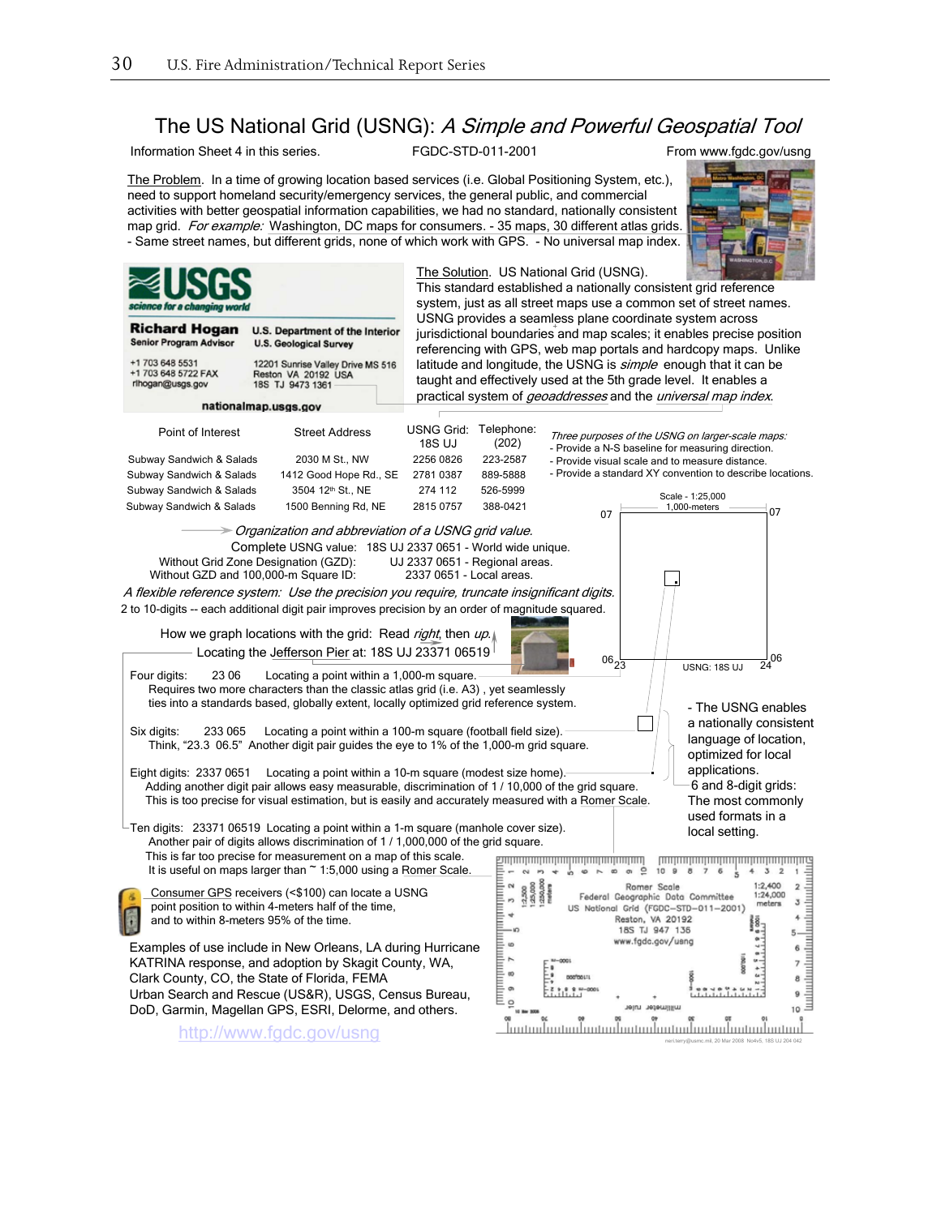# The US National Grid (USNG): *A Simple and Powerful Geospatial Tool*

Information Sheet 4 in this series. FGDC-STD-011-2001 From www.fgdc.gov/usng

The Problem. In a time of growing location based services (i.e. Global Positioning System, etc.), need to support homeland security/emergency services, the general public, and commercial activities with better geospatial information capabilities, we had no standard, nationally consistent map grid. *For example:* Washington, DC maps for consumers. - 35 maps, 30 different atlas grids. - Same street names, but different grids, none of which work with GPS. - No universal map index.

**USGS** *science for a changing world*

**Richard Hogan**
Senior Program Advisor
+1 703 648 5531
+1 703 648 5722 FAX
rlhogan@usgs.gov

U.S. Department of the Interior
U.S. Geological Survey
12201 Sunrise Valley Drive MS 516
Reston VA 20192 USA
18S TJ 9473 1361

nationalmap.usgs.gov

The Solution. US National Grid (USNG). This standard established a nationally consistent grid reference system, just as all street maps use a common set of street names. USNG provides a seamless plane coordinate system across jurisdictional boundaries and map scales; it enables precise position referencing with GPS, web map portals and hardcopy maps. Unlike latitude and longitude, the USNG is *simple* enough that it can be taught and effectively used at the 5th grade level. It enables a practical system of *geoaddresses* and the *universal map index*.

| Point of Interest | Street Address | USNG Grid: 18S UJ | Telephone: (202) |
|---|---|---|---|
| Subway Sandwich & Salads | 2030 M St., NW | 2256 0826 | 223-2587 |
| Subway Sandwich & Salads | 1412 Good Hope Rd., SE | 2781 0387 | 889-5888 |
| Subway Sandwich & Salads | 3504 12th St., NE | 274 112 | 526-5999 |
| Subway Sandwich & Salads | 1500 Benning Rd, NE | 2815 0757 | 388-0421 |

*Three purposes of the USNG on larger-scale maps:*
- Provide a N-S baseline for measuring direction.
- Provide visual scale and to measure distance.
- Provide a standard XY convention to describe locations.

Scale - 1:25,000
1,000-meters

*Organization and abbreviation of a USNG grid value.*

Complete USNG value: 18S UJ 2337 0651 - World wide unique.
Without Grid Zone Designation (GZD): UJ 2337 0651 - Regional areas.
Without GZD and 100,000-m Square ID: 2337 0651 - Local areas.

*A flexible reference system: Use the precision you require, truncate insignificant digits.*
2 to 10-digits -- each additional digit pair improves precision by an order of magnitude squared.

How we graph locations with the grid: Read *right*, then *up*.
Locating the Jefferson Pier at: 18S UJ 23371 06519

Four digits: 23 06 Locating a point within a 1,000-m square.
Requires two more characters than the classic atlas grid (i.e. A3) , yet seamlessly ties into a standards based, globally extent, locally optimized grid reference system.

Six digits: 233 065 Locating a point within a 100-m square (football field size).
Think, "23.3 06.5" Another digit pair guides the eye to 1% of the 1,000-m grid square.

Eight digits: 2337 0651 Locating a point within a 10-m square (modest size home).
Adding another digit pair allows easy measurable, discrimination of 1 / 10,000 of the grid square. This is too precise for visual estimation, but is easily and accurately measured with a Romer Scale.

Ten digits: 23371 06519 Locating a point within a 1-m square (manhole cover size).
Another pair of digits allows discrimination of 1 / 1,000,000 of the grid square. This is far too precise for measurement on a map of this scale. It is useful on maps larger than ~ 1:5,000 using a Romer Scale.

USNG: 18S UJ

- The USNG enables a nationally consistent language of location, optimized for local applications.
- 6 and 8-digit grids: The most commonly used formats in a local setting.

Consumer GPS receivers (<$100) can locate a USNG point position to within 4-meters half of the time, and to within 8-meters 95% of the time.

Romer Scale
Federal Geographic Data Committee
US National Grid (FGDC-STD-011-2001)
Reston, VA 20192
18S TJ 947 136
www.fgdc.gov/usng

Examples of use include in New Orleans, LA during Hurricane KATRINA response, and adoption by Skagit County, WA, Clark County, CO, the State of Florida, FEMA Urban Search and Rescue (US&R), USGS, Census Bureau, DoD, Garmin, Magellan GPS, ESRI, Delorme, and others.

http://www.fgdc.gov/usng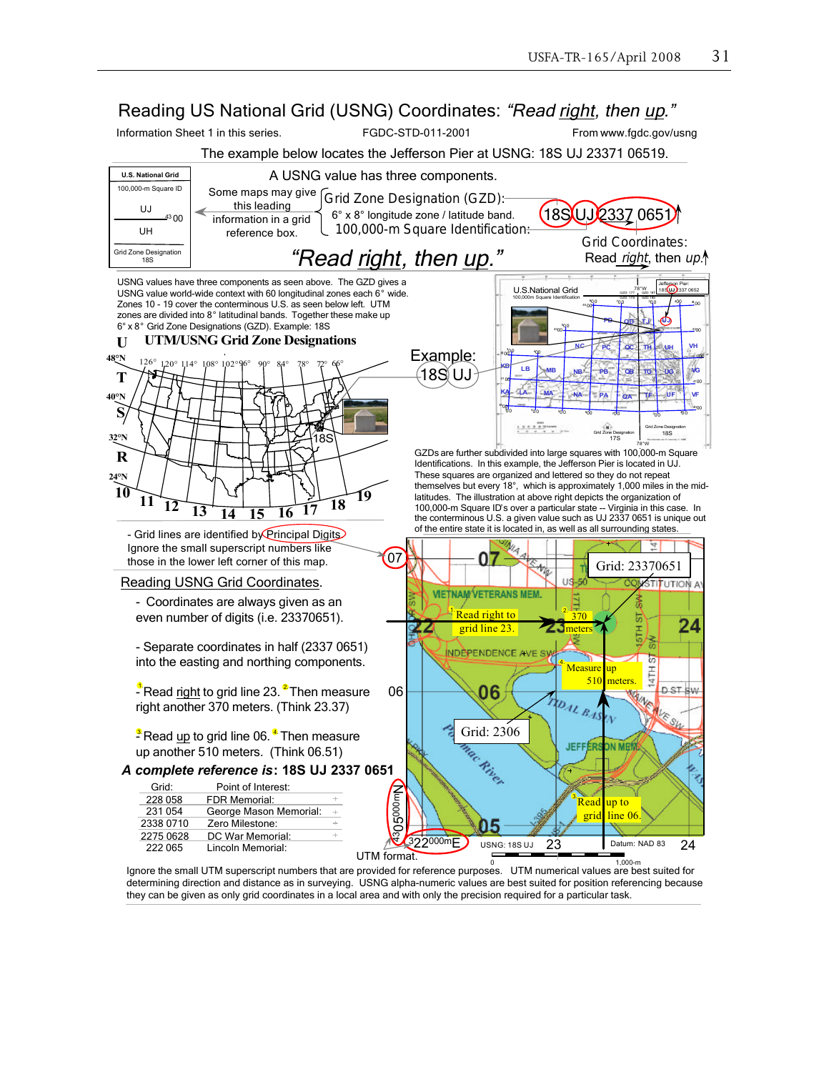# Reading US National Grid (USNG) Coordinates: *"Read right, then up."*

Information Sheet 1 in this series. FGDC-STD-011-2001 From www.fgdc.gov/usng

The example below locates the Jefferson Pier at USNG: 18S UJ 23371 06519.

U.S. National Grid
100,000-m Square ID
UJ
4300
UH
Grid Zone Designation
18S

A USNG value has three components.

Some maps may give this leading information in a grid reference box.

Grid Zone Designation (GZD):
6° x 8° longitude zone / latitude band.
100,000-m Square Identification:

18S UJ 2337 0651

Grid Coordinates:
Read right, then up.

*"Read right, then up."*

USNG values have three components as seen above. The GZD gives a USNG value world-wide context with 60 longitudinal zones each 6° wide. Zones 10 - 19 cover the conterminous U.S. as seen below left. UTM zones are divided into 8° latitudinal bands. Together these make up 6° x 8° Grid Zone Designations (GZD). Example: 18S

**UTM/USNG Grid Zone Designations**

U
48°N
T
40°N
S
32°N
R
24°N
126° 120° 114° 108° 102° 96° 90° 84° 78° 72° 66°
10 11 12 13 14 15 16 17 18 19
18S

Example:
18S UJ

U.S.National Grid
100,000m Square Identification
Jefferson Pier: 18S UJ 2337 0652
PD QD TJ UJ
NC PC QC TH UH VH
KB LB MB NB PB QB TG UG VG
KA LA MA NA PA QA TF UF VF
Grid Zone Designation 17S
Grid Zone Designation 18S
78°W

GZDs are further subdivided into large squares with 100,000-m Square Identifications. In this example, the Jefferson Pier is located in UJ. These squares are organized and lettered so they do not repeat themselves but every 18°, which is approximately 1,000 miles in the mid-latitudes. The illustration at above right depicts the organization of 100,000-m Square ID's over a particular state -- Virginia in this case. In the conterminous U.S. a given value such as UJ 2337 0651 is unique out of the entire state it is located in, as well as all surrounding states.

- Grid lines are identified by Principal Digits. Ignore the small superscript numbers like those in the lower left corner of this map.

## Reading USNG Grid Coordinates.

- Coordinates are always given as an even number of digits (i.e. 23370651).
- Separate coordinates in half (2337 0651) into the easting and northing components.
- [1] Read right to grid line 23. [2] Then measure right another 370 meters. (Think 23.37)
- [3] Read up to grid line 06. [4] Then measure up another 510 meters. (Think 06.51)

***A complete reference is*: 18S UJ 2337 0651**

| Grid: | Point of Interest: |
|---|---|
| 228 058 | FDR Memorial: |
| 231 054 | George Mason Memorial: |
| 2338 0710 | Zero Milestone: |
| 2275 0628 | DC War Memorial: |
| 222 065 | Lincoln Memorial: |

07
Grid: 23370651
[1] Read right to grid line 23.
[2] 370 meters
[4] Measure up 510 meters.
06
Grid: 2306
[3] Read up to grid line 06.
05
22 23 24
4305000mN
322000mE
UTM format.
USNG: 18S UJ
Datum: NAD 83
0 1,000-m

Ignore the small UTM superscript numbers that are provided for reference purposes. UTM numerical values are best suited for determining direction and distance as in surveying. USNG alpha-numeric values are best suited for position referencing because they can be given as only grid coordinates in a local area and with only the precision required for a particular task.